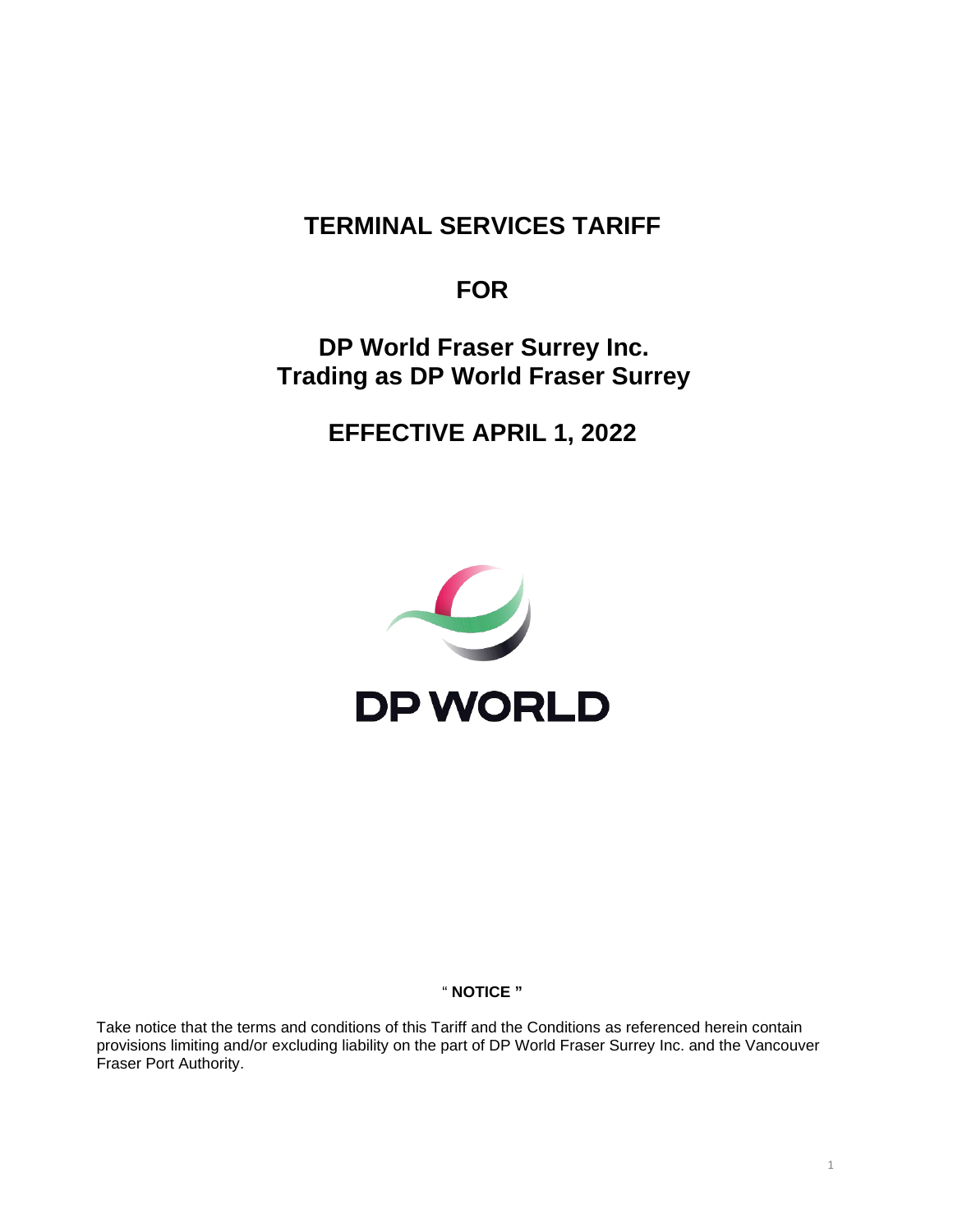# TERMINAL SERVICES TARIFF

# FOR

# DP World Fraser Surrey Inc.
# Trading as DP World Fraser Surrey

# EFFECTIVE APRIL 1, 2022

DP WORLD

" **NOTICE** "

Take notice that the terms and conditions of this Tariff and the Conditions as referenced herein contain provisions limiting and/or excluding liability on the part of DP World Fraser Surrey Inc. and the Vancouver Fraser Port Authority.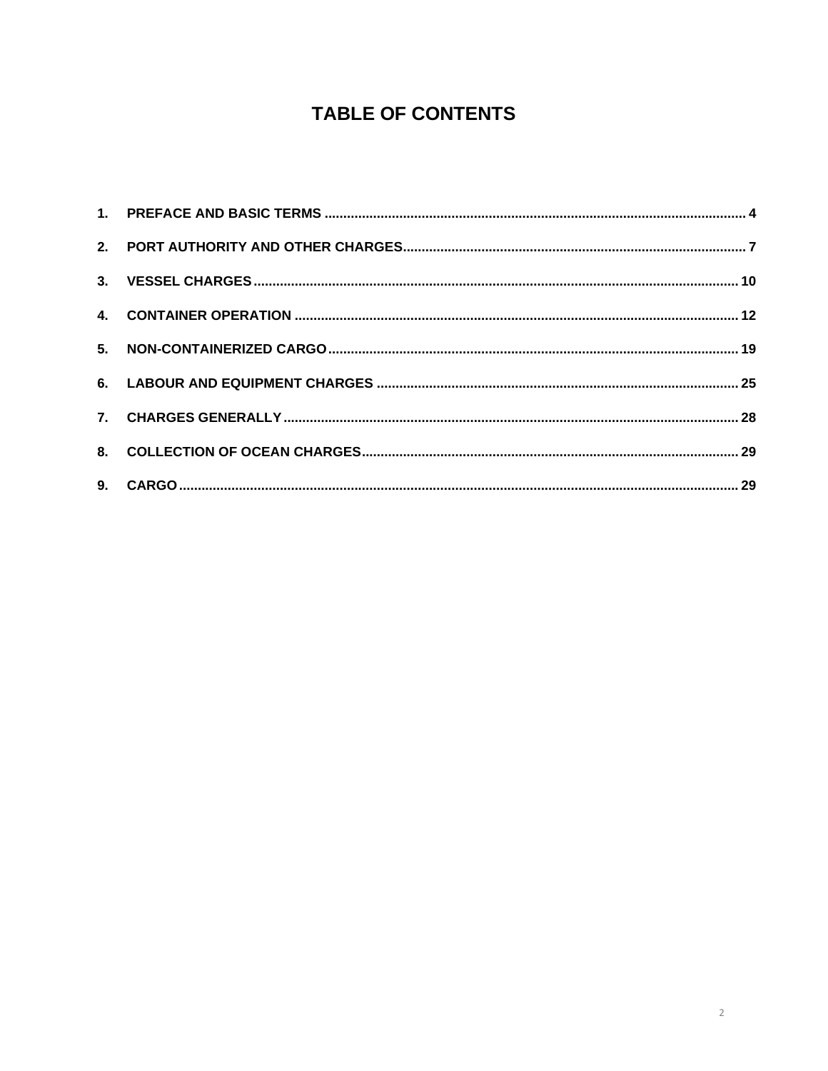# TABLE OF CONTENTS

1. PREFACE AND BASIC TERMS ........................................ 4
2. PORT AUTHORITY AND OTHER CHARGES ........................................ 7
3. VESSEL CHARGES ........................................ 10
4. CONTAINER OPERATION ........................................ 12
5. NON-CONTAINERIZED CARGO ........................................ 19
6. LABOUR AND EQUIPMENT CHARGES ........................................ 25
7. CHARGES GENERALLY ........................................ 28
8. COLLECTION OF OCEAN CHARGES ........................................ 29
9. CARGO ........................................ 29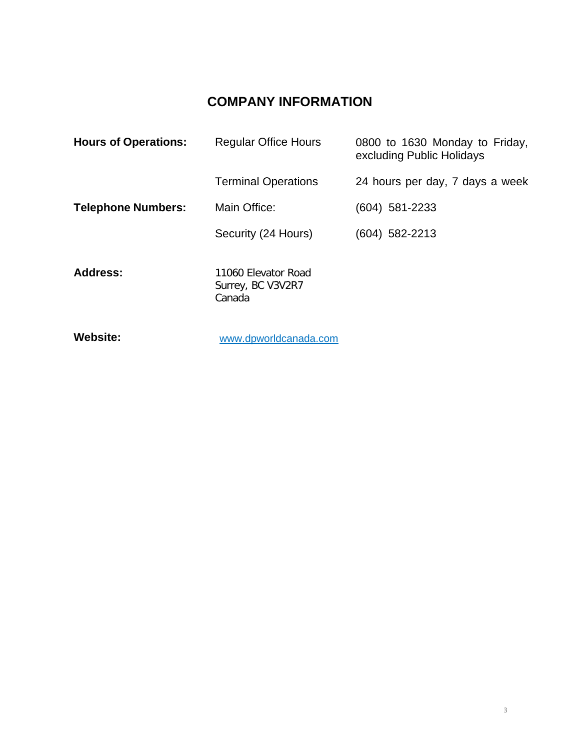# COMPANY INFORMATION

| | | |
|---|---|---|
| **Hours of Operations:** | Regular Office Hours | 0800 to 1630 Monday to Friday, excluding Public Holidays |
| | Terminal Operations | 24 hours per day, 7 days a week |
| **Telephone Numbers:** | Main Office: | (604) 581-2233 |
| | Security (24 Hours) | (604) 582-2213 |
| **Address:** | 11060 Elevator Road<br>Surrey, BC V3V2R7<br>Canada | |
| **Website:** | www.dpworldcanada.com | |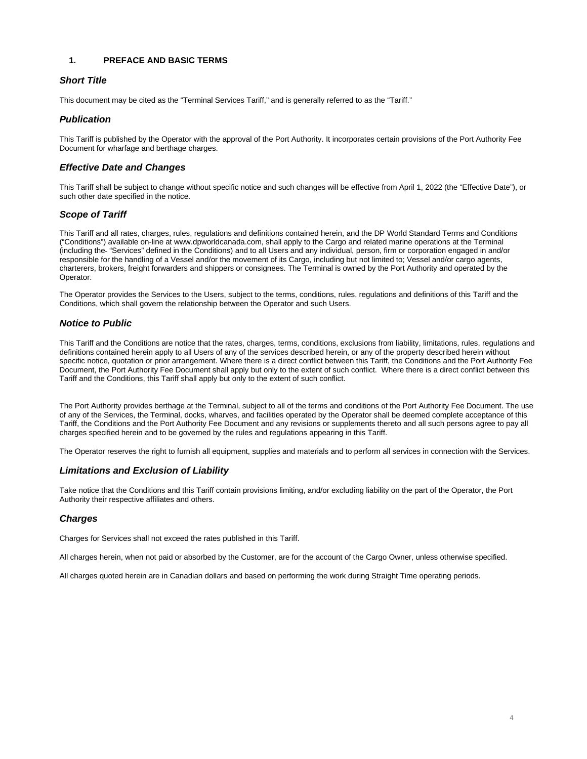## 1. PREFACE AND BASIC TERMS

### *Short Title*

This document may be cited as the "Terminal Services Tariff," and is generally referred to as the "Tariff."

### *Publication*

This Tariff is published by the Operator with the approval of the Port Authority. It incorporates certain provisions of the Port Authority Fee Document for wharfage and berthage charges.

### *Effective Date and Changes*

This Tariff shall be subject to change without specific notice and such changes will be effective from April 1, 2022 (the "Effective Date"), or such other date specified in the notice.

### *Scope of Tariff*

This Tariff and all rates, charges, rules, regulations and definitions contained herein, and the DP World Standard Terms and Conditions ("Conditions") available on-line at www.dpworldcanada.com, shall apply to the Cargo and related marine operations at the Terminal (including the "Services" defined in the Conditions) and to all Users and any individual, person, firm or corporation engaged in and/or responsible for the handling of a Vessel and/or the movement of its Cargo, including but not limited to; Vessel and/or cargo agents, charterers, brokers, freight forwarders and shippers or consignees. The Terminal is owned by the Port Authority and operated by the Operator.

The Operator provides the Services to the Users, subject to the terms, conditions, rules, regulations and definitions of this Tariff and the Conditions, which shall govern the relationship between the Operator and such Users.

### *Notice to Public*

This Tariff and the Conditions are notice that the rates, charges, terms, conditions, exclusions from liability, limitations, rules, regulations and definitions contained herein apply to all Users of any of the services described herein, or any of the property described herein without specific notice, quotation or prior arrangement. Where there is a direct conflict between this Tariff, the Conditions and the Port Authority Fee Document, the Port Authority Fee Document shall apply but only to the extent of such conflict. Where there is a direct conflict between this Tariff and the Conditions, this Tariff shall apply but only to the extent of such conflict.

The Port Authority provides berthage at the Terminal, subject to all of the terms and conditions of the Port Authority Fee Document. The use of any of the Services, the Terminal, docks, wharves, and facilities operated by the Operator shall be deemed complete acceptance of this Tariff, the Conditions and the Port Authority Fee Document and any revisions or supplements thereto and all such persons agree to pay all charges specified herein and to be governed by the rules and regulations appearing in this Tariff.

The Operator reserves the right to furnish all equipment, supplies and materials and to perform all services in connection with the Services.

### *Limitations and Exclusion of Liability*

Take notice that the Conditions and this Tariff contain provisions limiting, and/or excluding liability on the part of the Operator, the Port Authority their respective affiliates and others.

### *Charges*

Charges for Services shall not exceed the rates published in this Tariff.

All charges herein, when not paid or absorbed by the Customer, are for the account of the Cargo Owner, unless otherwise specified.

All charges quoted herein are in Canadian dollars and based on performing the work during Straight Time operating periods.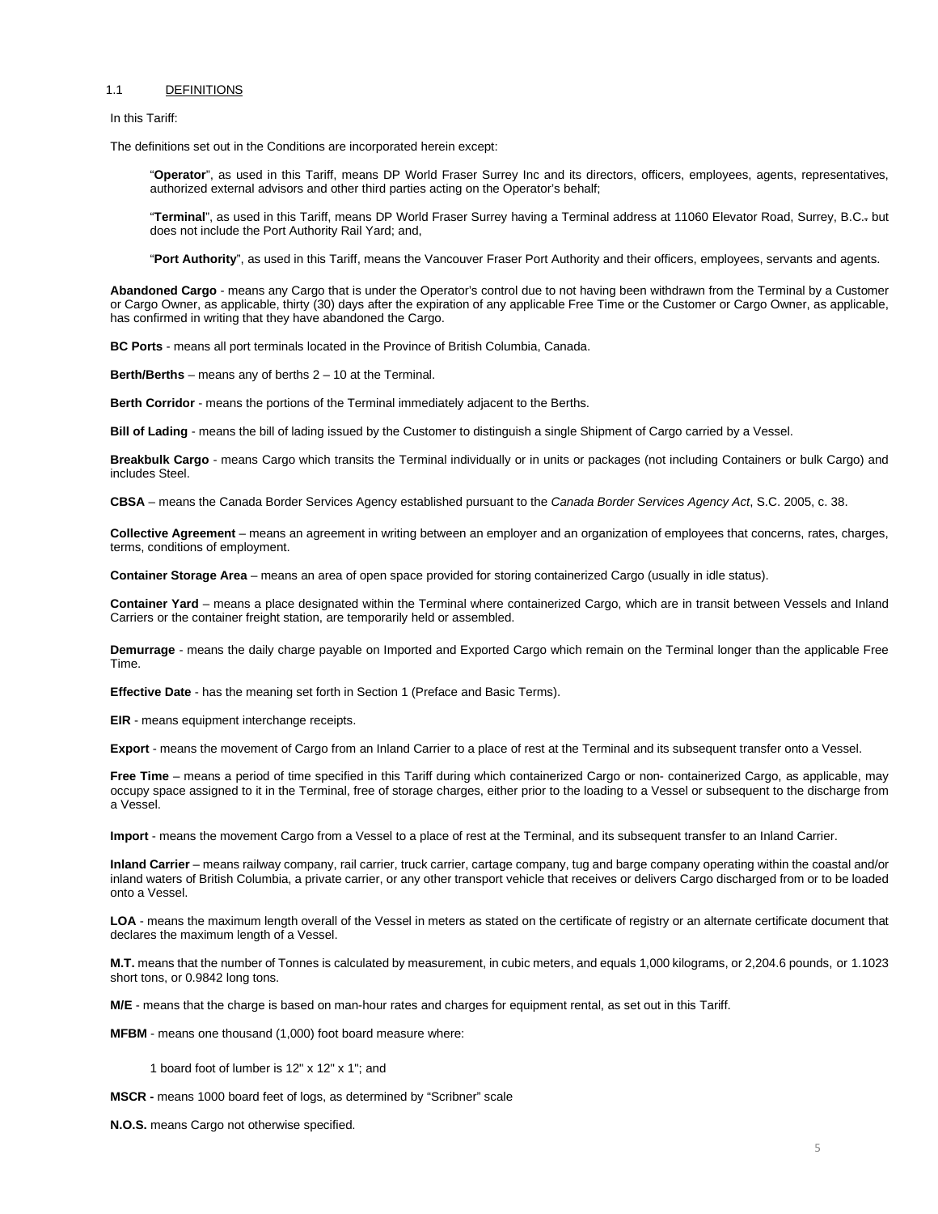## 1.1 DEFINITIONS

In this Tariff:

The definitions set out in the Conditions are incorporated herein except:

> "**Operator**", as used in this Tariff, means DP World Fraser Surrey Inc and its directors, officers, employees, agents, representatives, authorized external advisors and other third parties acting on the Operator's behalf;
>
> "**Terminal**", as used in this Tariff, means DP World Fraser Surrey having a Terminal address at 11060 Elevator Road, Surrey, B.C., but does not include the Port Authority Rail Yard; and,
>
> "**Port Authority**", as used in this Tariff, means the Vancouver Fraser Port Authority and their officers, employees, servants and agents.

**Abandoned Cargo** - means any Cargo that is under the Operator's control due to not having been withdrawn from the Terminal by a Customer or Cargo Owner, as applicable, thirty (30) days after the expiration of any applicable Free Time or the Customer or Cargo Owner, as applicable, has confirmed in writing that they have abandoned the Cargo.

**BC Ports** - means all port terminals located in the Province of British Columbia, Canada.

**Berth/Berths** – means any of berths 2 – 10 at the Terminal.

**Berth Corridor** - means the portions of the Terminal immediately adjacent to the Berths.

**Bill of Lading** - means the bill of lading issued by the Customer to distinguish a single Shipment of Cargo carried by a Vessel.

**Breakbulk Cargo** - means Cargo which transits the Terminal individually or in units or packages (not including Containers or bulk Cargo) and includes Steel.

**CBSA** – means the Canada Border Services Agency established pursuant to the *Canada Border Services Agency Act*, S.C. 2005, c. 38.

**Collective Agreement** – means an agreement in writing between an employer and an organization of employees that concerns, rates, charges, terms, conditions of employment.

**Container Storage Area** – means an area of open space provided for storing containerized Cargo (usually in idle status).

**Container Yard** – means a place designated within the Terminal where containerized Cargo, which are in transit between Vessels and Inland Carriers or the container freight station, are temporarily held or assembled.

**Demurrage** - means the daily charge payable on Imported and Exported Cargo which remain on the Terminal longer than the applicable Free Time.

**Effective Date** - has the meaning set forth in Section 1 (Preface and Basic Terms).

**EIR** - means equipment interchange receipts.

**Export** - means the movement of Cargo from an Inland Carrier to a place of rest at the Terminal and its subsequent transfer onto a Vessel.

**Free Time** – means a period of time specified in this Tariff during which containerized Cargo or non- containerized Cargo, as applicable, may occupy space assigned to it in the Terminal, free of storage charges, either prior to the loading to a Vessel or subsequent to the discharge from a Vessel.

**Import** - means the movement Cargo from a Vessel to a place of rest at the Terminal, and its subsequent transfer to an Inland Carrier.

**Inland Carrier** – means railway company, rail carrier, truck carrier, cartage company, tug and barge company operating within the coastal and/or inland waters of British Columbia, a private carrier, or any other transport vehicle that receives or delivers Cargo discharged from or to be loaded onto a Vessel.

**LOA** - means the maximum length overall of the Vessel in meters as stated on the certificate of registry or an alternate certificate document that declares the maximum length of a Vessel.

**M.T.** means that the number of Tonnes is calculated by measurement, in cubic meters, and equals 1,000 kilograms, or 2,204.6 pounds, or 1.1023 short tons, or 0.9842 long tons.

**M/E** - means that the charge is based on man-hour rates and charges for equipment rental, as set out in this Tariff.

**MFBM** - means one thousand (1,000) foot board measure where:

> 1 board foot of lumber is 12" x 12" x 1"; and

**MSCR -** means 1000 board feet of logs, as determined by "Scribner" scale

**N.O.S.** means Cargo not otherwise specified.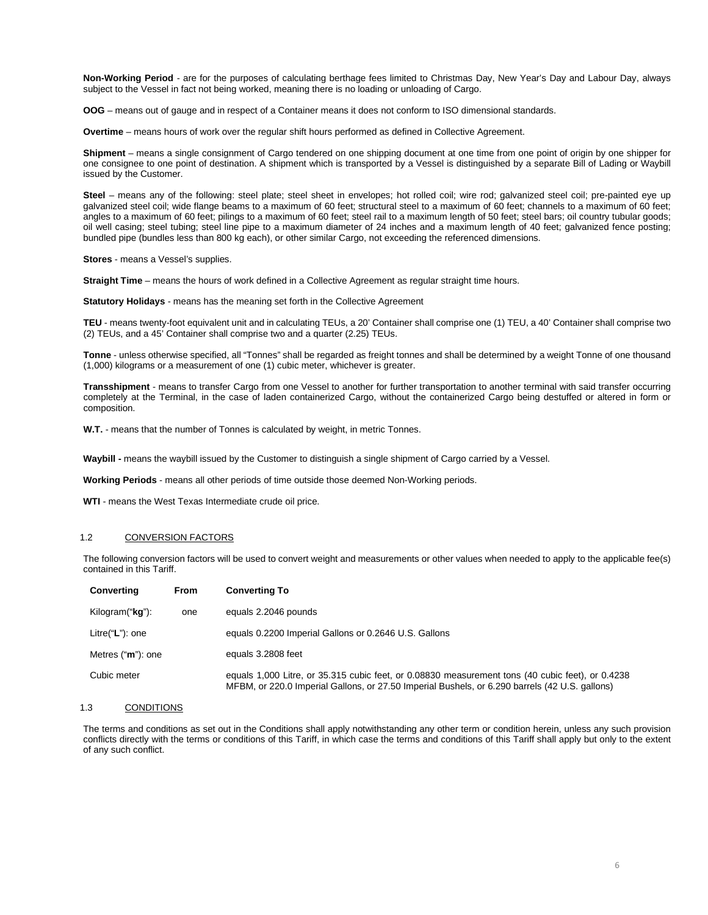**Non-Working Period** - are for the purposes of calculating berthage fees limited to Christmas Day, New Year's Day and Labour Day, always subject to the Vessel in fact not being worked, meaning there is no loading or unloading of Cargo.

**OOG** – means out of gauge and in respect of a Container means it does not conform to ISO dimensional standards.

**Overtime** – means hours of work over the regular shift hours performed as defined in Collective Agreement.

**Shipment** – means a single consignment of Cargo tendered on one shipping document at one time from one point of origin by one shipper for one consignee to one point of destination. A shipment which is transported by a Vessel is distinguished by a separate Bill of Lading or Waybill issued by the Customer.

**Steel** – means any of the following: steel plate; steel sheet in envelopes; hot rolled coil; wire rod; galvanized steel coil; pre-painted eye up galvanized steel coil; wide flange beams to a maximum of 60 feet; structural steel to a maximum of 60 feet; channels to a maximum of 60 feet; angles to a maximum of 60 feet; pilings to a maximum of 60 feet; steel rail to a maximum length of 50 feet; steel bars; oil country tubular goods; oil well casing; steel tubing; steel line pipe to a maximum diameter of 24 inches and a maximum length of 40 feet; galvanized fence posting; bundled pipe (bundles less than 800 kg each), or other similar Cargo, not exceeding the referenced dimensions.

**Stores** - means a Vessel's supplies.

**Straight Time** – means the hours of work defined in a Collective Agreement as regular straight time hours.

**Statutory Holidays** - means has the meaning set forth in the Collective Agreement

**TEU** - means twenty-foot equivalent unit and in calculating TEUs, a 20' Container shall comprise one (1) TEU, a 40' Container shall comprise two (2) TEUs, and a 45' Container shall comprise two and a quarter (2.25) TEUs.

**Tonne** - unless otherwise specified, all "Tonnes" shall be regarded as freight tonnes and shall be determined by a weight Tonne of one thousand (1,000) kilograms or a measurement of one (1) cubic meter, whichever is greater.

**Transshipment** - means to transfer Cargo from one Vessel to another for further transportation to another terminal with said transfer occurring completely at the Terminal, in the case of laden containerized Cargo, without the containerized Cargo being destuffed or altered in form or composition.

**W.T.** - means that the number of Tonnes is calculated by weight, in metric Tonnes.

**Waybill -** means the waybill issued by the Customer to distinguish a single shipment of Cargo carried by a Vessel.

**Working Periods** - means all other periods of time outside those deemed Non-Working periods.

**WTI** - means the West Texas Intermediate crude oil price.

## 1.2 CONVERSION FACTORS

The following conversion factors will be used to convert weight and measurements or other values when needed to apply to the applicable fee(s) contained in this Tariff.

| Converting | From | Converting To |
|---|---|---|
| Kilogram("**kg**"): | one | equals 2.2046 pounds |
| Litre("**L**"): one | | equals 0.2200 Imperial Gallons or 0.2646 U.S. Gallons |
| Metres ("**m**"): one | | equals 3.2808 feet |
| Cubic meter | | equals 1,000 Litre, or 35.315 cubic feet, or 0.08830 measurement tons (40 cubic feet), or 0.4238 MFBM, or 220.0 Imperial Gallons, or 27.50 Imperial Bushels, or 6.290 barrels (42 U.S. gallons) |

## 1.3 CONDITIONS

The terms and conditions as set out in the Conditions shall apply notwithstanding any other term or condition herein, unless any such provision conflicts directly with the terms or conditions of this Tariff, in which case the terms and conditions of this Tariff shall apply but only to the extent of any such conflict.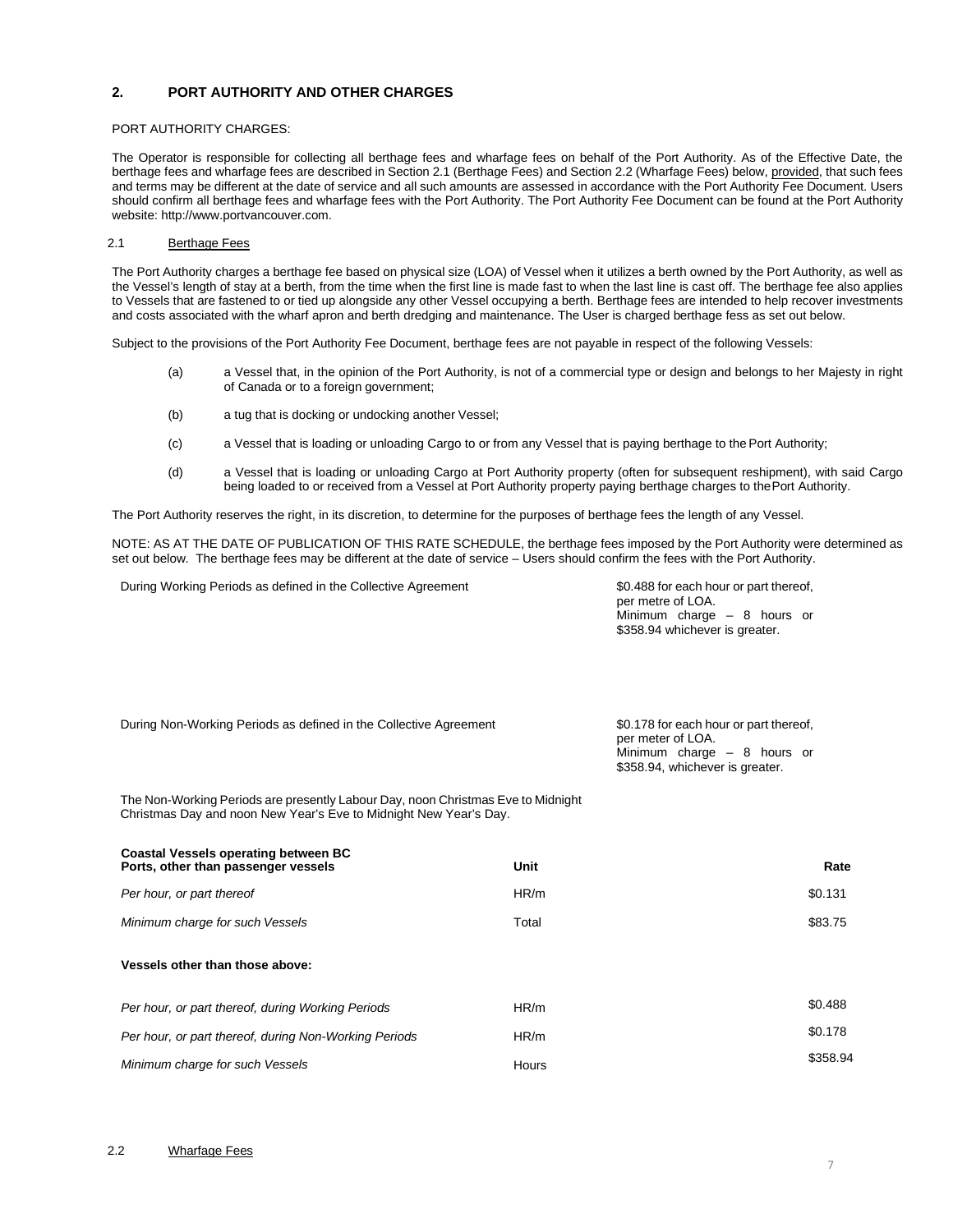## 2. PORT AUTHORITY AND OTHER CHARGES

PORT AUTHORITY CHARGES:

The Operator is responsible for collecting all berthage fees and wharfage fees on behalf of the Port Authority. As of the Effective Date, the berthage fees and wharfage fees are described in Section 2.1 (Berthage Fees) and Section 2.2 (Wharfage Fees) below, provided, that such fees and terms may be different at the date of service and all such amounts are assessed in accordance with the Port Authority Fee Document. Users should confirm all berthage fees and wharfage fees with the Port Authority. The Port Authority Fee Document can be found at the Port Authority website: http://www.portvancouver.com.

### 2.1 Berthage Fees

The Port Authority charges a berthage fee based on physical size (LOA) of Vessel when it utilizes a berth owned by the Port Authority, as well as the Vessel's length of stay at a berth, from the time when the first line is made fast to when the last line is cast off. The berthage fee also applies to Vessels that are fastened to or tied up alongside any other Vessel occupying a berth. Berthage fees are intended to help recover investments and costs associated with the wharf apron and berth dredging and maintenance. The User is charged berthage fess as set out below.

Subject to the provisions of the Port Authority Fee Document, berthage fees are not payable in respect of the following Vessels:

(a) a Vessel that, in the opinion of the Port Authority, is not of a commercial type or design and belongs to her Majesty in right of Canada or to a foreign government;

(b) a tug that is docking or undocking another Vessel;

(c) a Vessel that is loading or unloading Cargo to or from any Vessel that is paying berthage to the Port Authority;

(d) a Vessel that is loading or unloading Cargo at Port Authority property (often for subsequent reshipment), with said Cargo being loaded to or received from a Vessel at Port Authority property paying berthage charges to the Port Authority.

The Port Authority reserves the right, in its discretion, to determine for the purposes of berthage fees the length of any Vessel.

NOTE: AS AT THE DATE OF PUBLICATION OF THIS RATE SCHEDULE, the berthage fees imposed by the Port Authority were determined as set out below. The berthage fees may be different at the date of service – Users should confirm the fees with the Port Authority.

| | |
|---|---|
| During Working Periods as defined in the Collective Agreement | $0.488 for each hour or part thereof, per metre of LOA. Minimum charge – 8 hours or $358.94 whichever is greater. |
| During Non-Working Periods as defined in the Collective Agreement | $0.178 for each hour or part thereof, per meter of LOA. Minimum charge – 8 hours or $358.94, whichever is greater. |

The Non-Working Periods are presently Labour Day, noon Christmas Eve to Midnight Christmas Day and noon New Year's Eve to Midnight New Year's Day.

| **Coastal Vessels operating between BC Ports, other than passenger vessels** | **Unit** | **Rate** |
|---|---|---|
| *Per hour, or part thereof* | HR/m | $0.131 |
| *Minimum charge for such Vessels* | Total | $83.75 |
| **Vessels other than those above:** | | |
| *Per hour, or part thereof, during Working Periods* | HR/m | $0.488 |
| *Per hour, or part thereof, during Non-Working Periods* | HR/m | $0.178 |
| *Minimum charge for such Vessels* | Hours | $358.94 |

### 2.2 Wharfage Fees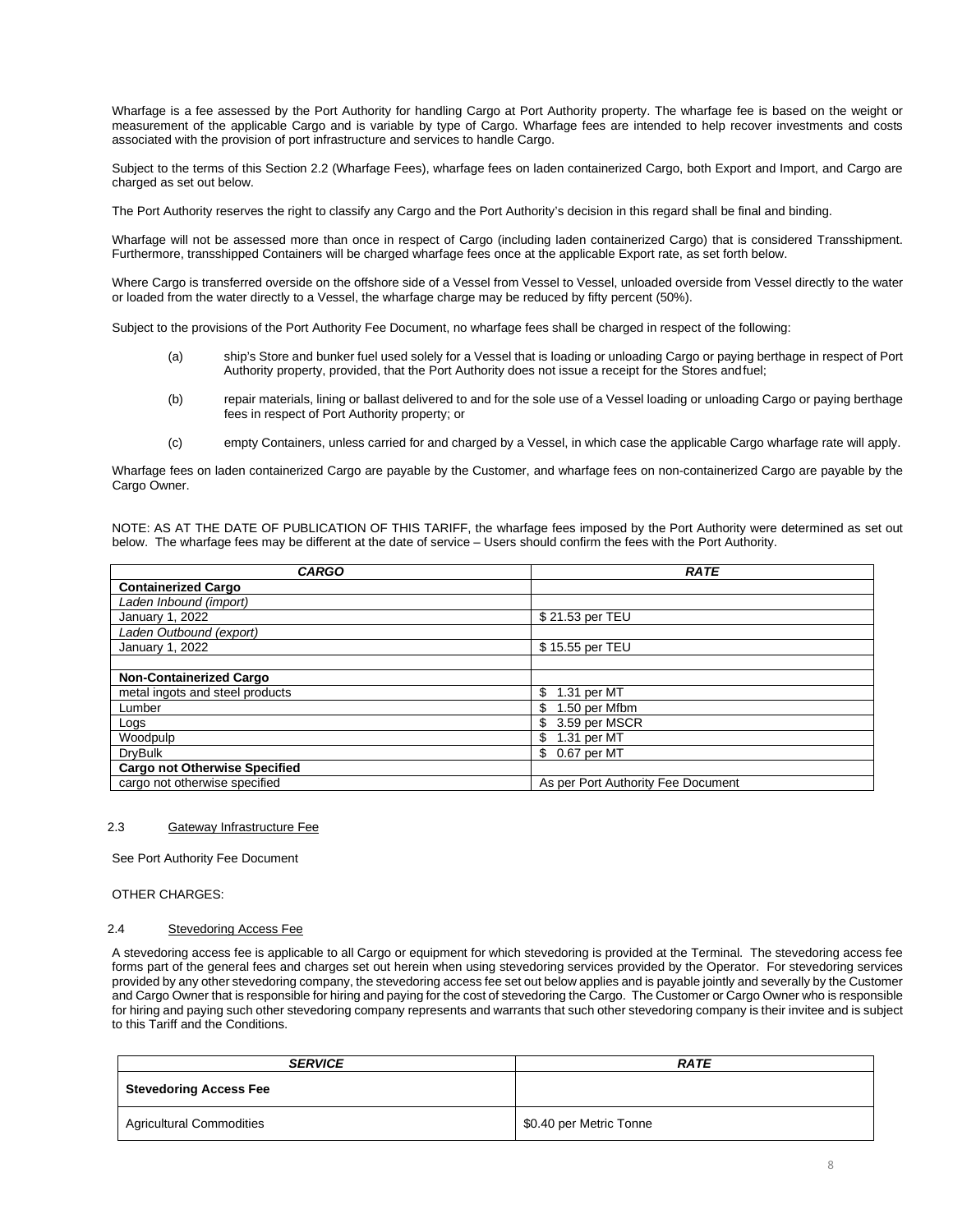Wharfage is a fee assessed by the Port Authority for handling Cargo at Port Authority property. The wharfage fee is based on the weight or measurement of the applicable Cargo and is variable by type of Cargo. Wharfage fees are intended to help recover investments and costs associated with the provision of port infrastructure and services to handle Cargo.

Subject to the terms of this Section 2.2 (Wharfage Fees), wharfage fees on laden containerized Cargo, both Export and Import, and Cargo are charged as set out below.

The Port Authority reserves the right to classify any Cargo and the Port Authority's decision in this regard shall be final and binding.

Wharfage will not be assessed more than once in respect of Cargo (including laden containerized Cargo) that is considered Transshipment. Furthermore, transshipped Containers will be charged wharfage fees once at the applicable Export rate, as set forth below.

Where Cargo is transferred overside on the offshore side of a Vessel from Vessel to Vessel, unloaded overside from Vessel directly to the water or loaded from the water directly to a Vessel, the wharfage charge may be reduced by fifty percent (50%).

Subject to the provisions of the Port Authority Fee Document, no wharfage fees shall be charged in respect of the following:

(a) ship's Store and bunker fuel used solely for a Vessel that is loading or unloading Cargo or paying berthage in respect of Port Authority property, provided, that the Port Authority does not issue a receipt for the Stores andfuel;

(b) repair materials, lining or ballast delivered to and for the sole use of a Vessel loading or unloading Cargo or paying berthage fees in respect of Port Authority property; or

(c) empty Containers, unless carried for and charged by a Vessel, in which case the applicable Cargo wharfage rate will apply.

Wharfage fees on laden containerized Cargo are payable by the Customer, and wharfage fees on non-containerized Cargo are payable by the Cargo Owner.

NOTE: AS AT THE DATE OF PUBLICATION OF THIS TARIFF, the wharfage fees imposed by the Port Authority were determined as set out below. The wharfage fees may be different at the date of service – Users should confirm the fees with the Port Authority.

| ***CARGO*** | ***RATE*** |
|---|---|
| **Containerized Cargo** | |
| *Laden Inbound (import)* | |
| January 1, 2022 | $ 21.53 per TEU |
| *Laden Outbound (export)* | |
| January 1, 2022 | $ 15.55 per TEU |
| | |
| **Non-Containerized Cargo** | |
| metal ingots and steel products | $ 1.31 per MT |
| Lumber | $ 1.50 per Mfbm |
| Logs | $ 3.59 per MSCR |
| Woodpulp | $ 1.31 per MT |
| DryBulk | $ 0.67 per MT |
| **Cargo not Otherwise Specified** | |
| cargo not otherwise specified | As per Port Authority Fee Document |

2.3 Gateway Infrastructure Fee

See Port Authority Fee Document

OTHER CHARGES:

2.4 Stevedoring Access Fee

A stevedoring access fee is applicable to all Cargo or equipment for which stevedoring is provided at the Terminal. The stevedoring access fee forms part of the general fees and charges set out herein when using stevedoring services provided by the Operator. For stevedoring services provided by any other stevedoring company, the stevedoring access fee set out below applies and is payable jointly and severally by the Customer and Cargo Owner that is responsible for hiring and paying for the cost of stevedoring the Cargo. The Customer or Cargo Owner who is responsible for hiring and paying such other stevedoring company represents and warrants that such other stevedoring company is their invitee and is subject to this Tariff and the Conditions.

| ***SERVICE*** | ***RATE*** |
|---|---|
| **Stevedoring Access Fee** | |
| Agricultural Commodities | $0.40 per Metric Tonne |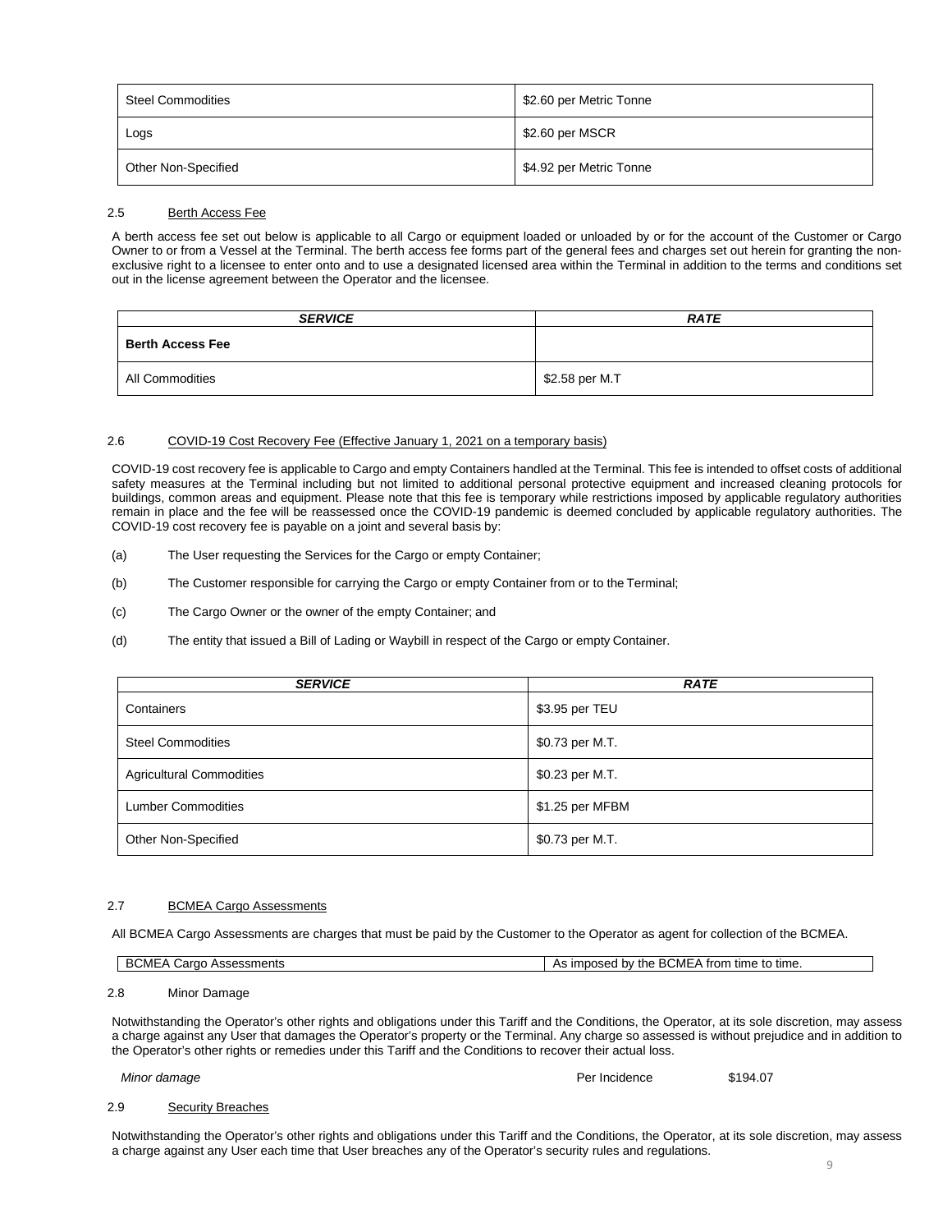| Steel Commodities | $2.60 per Metric Tonne |
| --- | --- |
| Logs | $2.60 per MSCR |
| Other Non-Specified | $4.92 per Metric Tonne |

2.5 Berth Access Fee

A berth access fee set out below is applicable to all Cargo or equipment loaded or unloaded by or for the account of the Customer or Cargo Owner to or from a Vessel at the Terminal. The berth access fee forms part of the general fees and charges set out herein for granting the non-exclusive right to a licensee to enter onto and to use a designated licensed area within the Terminal in addition to the terms and conditions set out in the license agreement between the Operator and the licensee.

| ***SERVICE*** | ***RATE*** |
| --- | --- |
| **Berth Access Fee** | |
| All Commodities | $2.58 per M.T |

2.6 COVID-19 Cost Recovery Fee (Effective January 1, 2021 on a temporary basis)

COVID-19 cost recovery fee is applicable to Cargo and empty Containers handled at the Terminal. This fee is intended to offset costs of additional safety measures at the Terminal including but not limited to additional personal protective equipment and increased cleaning protocols for buildings, common areas and equipment. Please note that this fee is temporary while restrictions imposed by applicable regulatory authorities remain in place and the fee will be reassessed once the COVID-19 pandemic is deemed concluded by applicable regulatory authorities. The COVID-19 cost recovery fee is payable on a joint and several basis by:

(a) The User requesting the Services for the Cargo or empty Container;

(b) The Customer responsible for carrying the Cargo or empty Container from or to the Terminal;

(c) The Cargo Owner or the owner of the empty Container; and

(d) The entity that issued a Bill of Lading or Waybill in respect of the Cargo or empty Container.

| ***SERVICE*** | ***RATE*** |
| --- | --- |
| Containers | $3.95 per TEU |
| Steel Commodities | $0.73 per M.T. |
| Agricultural Commodities | $0.23 per M.T. |
| Lumber Commodities | $1.25 per MFBM |
| Other Non-Specified | $0.73 per M.T. |

2.7 BCMEA Cargo Assessments

All BCMEA Cargo Assessments are charges that must be paid by the Customer to the Operator as agent for collection of the BCMEA.

| BCMEA Cargo Assessments | As imposed by the BCMEA from time to time. |
| --- | --- |

2.8 Minor Damage

Notwithstanding the Operator's other rights and obligations under this Tariff and the Conditions, the Operator, at its sole discretion, may assess a charge against any User that damages the Operator's property or the Terminal. Any charge so assessed is without prejudice and in addition to the Operator's other rights or remedies under this Tariff and the Conditions to recover their actual loss.

| *Minor damage* | Per Incidence | $194.07 |
| --- | --- | --- |

2.9 Security Breaches

Notwithstanding the Operator's other rights and obligations under this Tariff and the Conditions, the Operator, at its sole discretion, may assess a charge against any User each time that User breaches any of the Operator's security rules and regulations.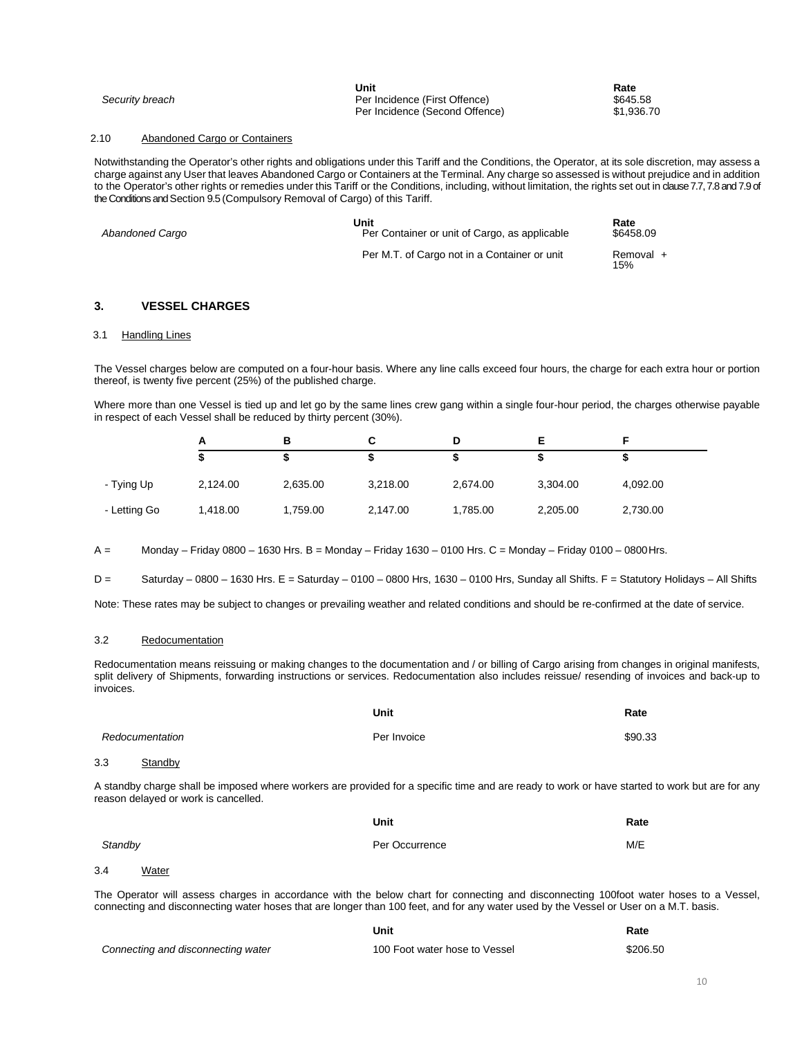| | Unit | Rate |
|---|---|---|
| *Security breach* | Per Incidence (First Offence) | $645.58 |
| | Per Incidence (Second Offence) | $1,936.70 |

### 2.10 Abandoned Cargo or Containers

Notwithstanding the Operator's other rights and obligations under this Tariff and the Conditions, the Operator, at its sole discretion, may assess a charge against any User that leaves Abandoned Cargo or Containers at the Terminal. Any charge so assessed is without prejudice and in addition to the Operator's other rights or remedies under this Tariff or the Conditions, including, without limitation, the rights set out in clause 7.7, 7.8 and 7.9 of the Conditions and Section 9.5 (Compulsory Removal of Cargo) of this Tariff.

| | Unit | Rate |
|---|---|---|
| *Abandoned Cargo* | Per Container or unit of Cargo, as applicable | $6458.09 |
| | Per M.T. of Cargo not in a Container or unit | Removal + 15% |

## 3. VESSEL CHARGES

### 3.1 Handling Lines

The Vessel charges below are computed on a four-hour basis. Where any line calls exceed four hours, the charge for each extra hour or portion thereof, is twenty five percent (25%) of the published charge.

Where more than one Vessel is tied up and let go by the same lines crew gang within a single four-hour period, the charges otherwise payable in respect of each Vessel shall be reduced by thirty percent (30%).

| | A | B | C | D | E | F |
|---|---|---|---|---|---|---|
| | $ | $ | $ | $ | $ | $ |
| - Tying Up | 2,124.00 | 2,635.00 | 3,218.00 | 2,674.00 | 3,304.00 | 4,092.00 |
| - Letting Go | 1,418.00 | 1,759.00 | 2,147.00 | 1,785.00 | 2,205.00 | 2,730.00 |

A = Monday – Friday 0800 – 1630 Hrs. B = Monday – Friday 1630 – 0100 Hrs. C = Monday – Friday 0100 – 0800 Hrs.

D = Saturday – 0800 – 1630 Hrs. E = Saturday – 0100 – 0800 Hrs, 1630 – 0100 Hrs, Sunday all Shifts. F = Statutory Holidays – All Shifts

Note: These rates may be subject to changes or prevailing weather and related conditions and should be re-confirmed at the date of service.

### 3.2 Redocumentation

Redocumentation means reissuing or making changes to the documentation and / or billing of Cargo arising from changes in original manifests, split delivery of Shipments, forwarding instructions or services. Redocumentation also includes reissue/ resending of invoices and back-up to invoices.

| | Unit | Rate |
|---|---|---|
| *Redocumentation* | Per Invoice | $90.33 |

### 3.3 Standby

A standby charge shall be imposed where workers are provided for a specific time and are ready to work or have started to work but are for any reason delayed or work is cancelled.

| | Unit | Rate |
|---|---|---|
| *Standby* | Per Occurrence | M/E |

### 3.4 Water

The Operator will assess charges in accordance with the below chart for connecting and disconnecting 100foot water hoses to a Vessel, connecting and disconnecting water hoses that are longer than 100 feet, and for any water used by the Vessel or User on a M.T. basis.

| | Unit | Rate |
|---|---|---|
| *Connecting and disconnecting water* | 100 Foot water hose to Vessel | $206.50 |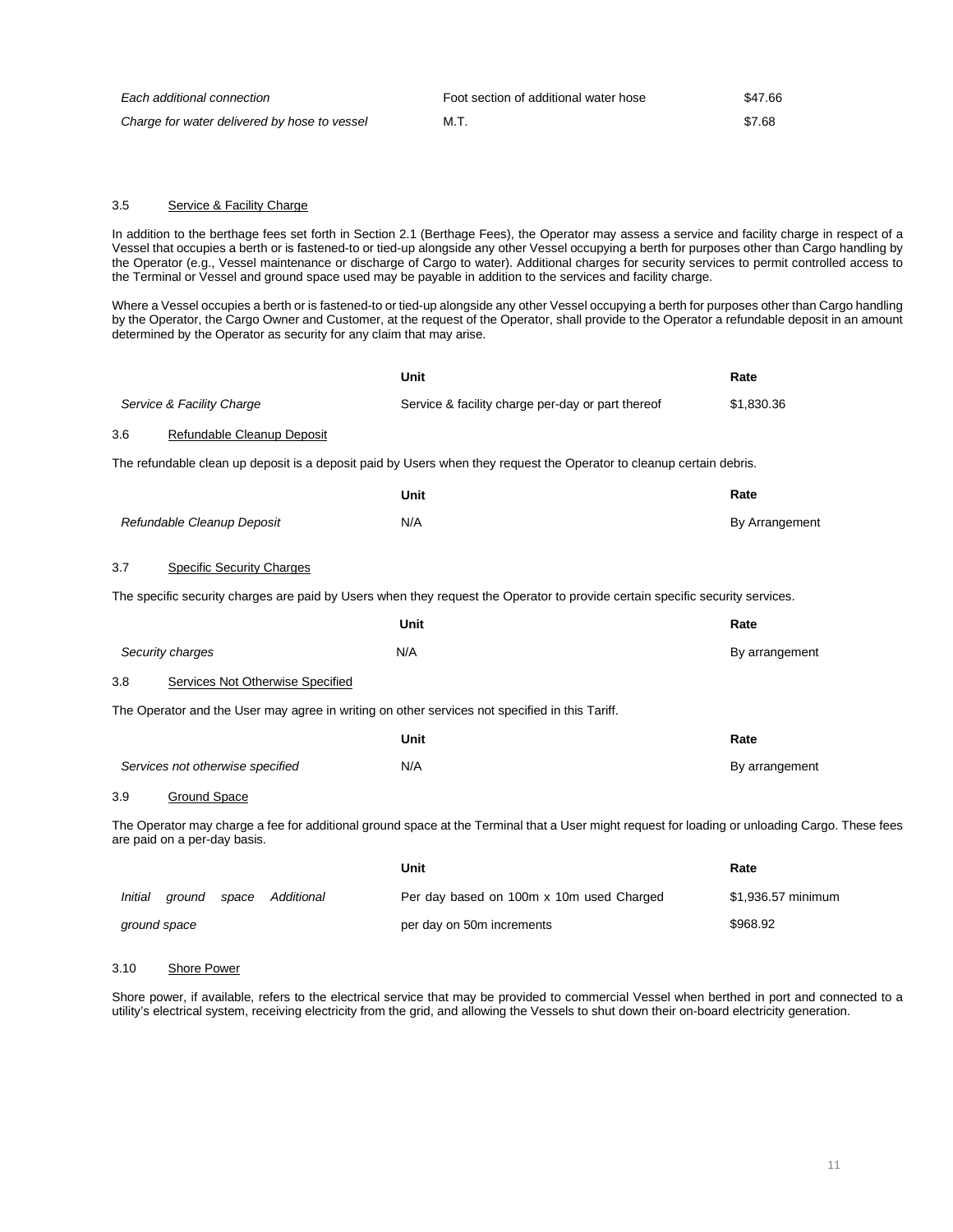| | | |
|---|---|---|
| *Each additional connection* | Foot section of additional water hose | $47.66 |
| *Charge for water delivered by hose to vessel* | M.T. | $7.68 |

### 3.5 Service & Facility Charge

In addition to the berthage fees set forth in Section 2.1 (Berthage Fees), the Operator may assess a service and facility charge in respect of a Vessel that occupies a berth or is fastened-to or tied-up alongside any other Vessel occupying a berth for purposes other than Cargo handling by the Operator (e.g., Vessel maintenance or discharge of Cargo to water). Additional charges for security services to permit controlled access to the Terminal or Vessel and ground space used may be payable in addition to the services and facility charge.

Where a Vessel occupies a berth or is fastened-to or tied-up alongside any other Vessel occupying a berth for purposes other than Cargo handling by the Operator, the Cargo Owner and Customer, at the request of the Operator, shall provide to the Operator a refundable deposit in an amount determined by the Operator as security for any claim that may arise.

| | Unit | Rate |
|---|---|---|
| *Service & Facility Charge* | Service & facility charge per-day or part thereof | $1,830.36 |

### 3.6 Refundable Cleanup Deposit

The refundable clean up deposit is a deposit paid by Users when they request the Operator to cleanup certain debris.

| | Unit | Rate |
|---|---|---|
| *Refundable Cleanup Deposit* | N/A | By Arrangement |

### 3.7 Specific Security Charges

The specific security charges are paid by Users when they request the Operator to provide certain specific security services.

| | Unit | Rate |
|---|---|---|
| *Security charges* | N/A | By arrangement |

### 3.8 Services Not Otherwise Specified

The Operator and the User may agree in writing on other services not specified in this Tariff.

| | Unit | Rate |
|---|---|---|
| *Services not otherwise specified* | N/A | By arrangement |

### 3.9 Ground Space

The Operator may charge a fee for additional ground space at the Terminal that a User might request for loading or unloading Cargo. These fees are paid on a per-day basis.

| | Unit | Rate |
|---|---|---|
| *Initial ground space Additional ground space* | Per day based on 100m x 10m used Charged per day on 50m increments | $1,936.57 minimum<br>$968.92 |

### 3.10 Shore Power

Shore power, if available, refers to the electrical service that may be provided to commercial Vessel when berthed in port and connected to a utility's electrical system, receiving electricity from the grid, and allowing the Vessels to shut down their on-board electricity generation.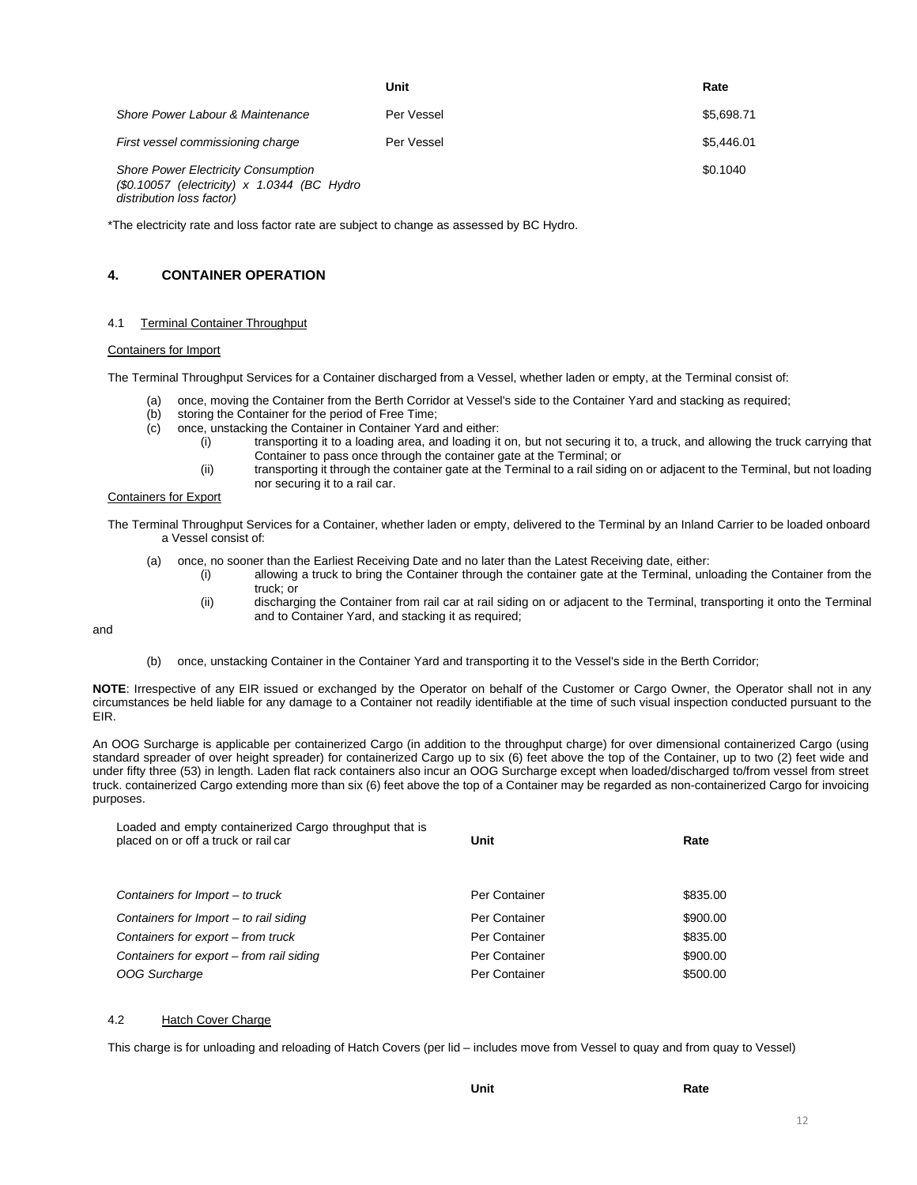| | Unit | Rate |
|---|---|---|
| *Shore Power Labour & Maintenance* | Per Vessel | $5,698.71 |
| *First vessel commissioning charge* | Per Vessel | $5,446.01 |
| *Shore Power Electricity Consumption ($0.10057 (electricity) x 1.0344 (BC Hydro distribution loss factor)* | | $0.1040 |

*The electricity rate and loss factor rate are subject to change as assessed by BC Hydro.

## 4. CONTAINER OPERATION

### 4.1 Terminal Container Throughput

Containers for Import

The Terminal Throughput Services for a Container discharged from a Vessel, whether laden or empty, at the Terminal consist of:

(a) once, moving the Container from the Berth Corridor at Vessel's side to the Container Yard and stacking as required;
(b) storing the Container for the period of Free Time;
(c) once, unstacking the Container in Container Yard and either:
   (i) transporting it to a loading area, and loading it on, but not securing it to, a truck, and allowing the truck carrying that Container to pass once through the container gate at the Terminal; or
   (ii) transporting it through the container gate at the Terminal to a rail siding on or adjacent to the Terminal, but not loading nor securing it to a rail car.

Containers for Export

The Terminal Throughput Services for a Container, whether laden or empty, delivered to the Terminal by an Inland Carrier to be loaded onboard a Vessel consist of:

(a) once, no sooner than the Earliest Receiving Date and no later than the Latest Receiving date, either:
   (i) allowing a truck to bring the Container through the container gate at the Terminal, unloading the Container from the truck; or
   (ii) discharging the Container from rail car at rail siding on or adjacent to the Terminal, transporting it onto the Terminal and to Container Yard, and stacking it as required;

and

(b) once, unstacking Container in the Container Yard and transporting it to the Vessel's side in the Berth Corridor;

**NOTE**: Irrespective of any EIR issued or exchanged by the Operator on behalf of the Customer or Cargo Owner, the Operator shall not in any circumstances be held liable for any damage to a Container not readily identifiable at the time of such visual inspection conducted pursuant to the EIR.

An OOG Surcharge is applicable per containerized Cargo (in addition to the throughput charge) for over dimensional containerized Cargo (using standard spreader of over height spreader) for containerized Cargo up to six (6) feet above the top of the Container, up to two (2) feet wide and under fifty three (53) in length. Laden flat rack containers also incur an OOG Surcharge except when loaded/discharged to/from vessel from street truck. containerized Cargo extending more than six (6) feet above the top of a Container may be regarded as non-containerized Cargo for invoicing purposes.

| Loaded and empty containerized Cargo throughput that is placed on or off a truck or rail car | Unit | Rate |
|---|---|---|
| *Containers for Import – to truck* | Per Container | $835.00 |
| *Containers for Import – to rail siding* | Per Container | $900.00 |
| *Containers for export – from truck* | Per Container | $835.00 |
| *Containers for export – from rail siding* | Per Container | $900.00 |
| *OOG Surcharge* | Per Container | $500.00 |

### 4.2 Hatch Cover Charge

This charge is for unloading and reloading of Hatch Covers (per lid – includes move from Vessel to quay and from quay to Vessel)

| | Unit | Rate |
|---|---|---|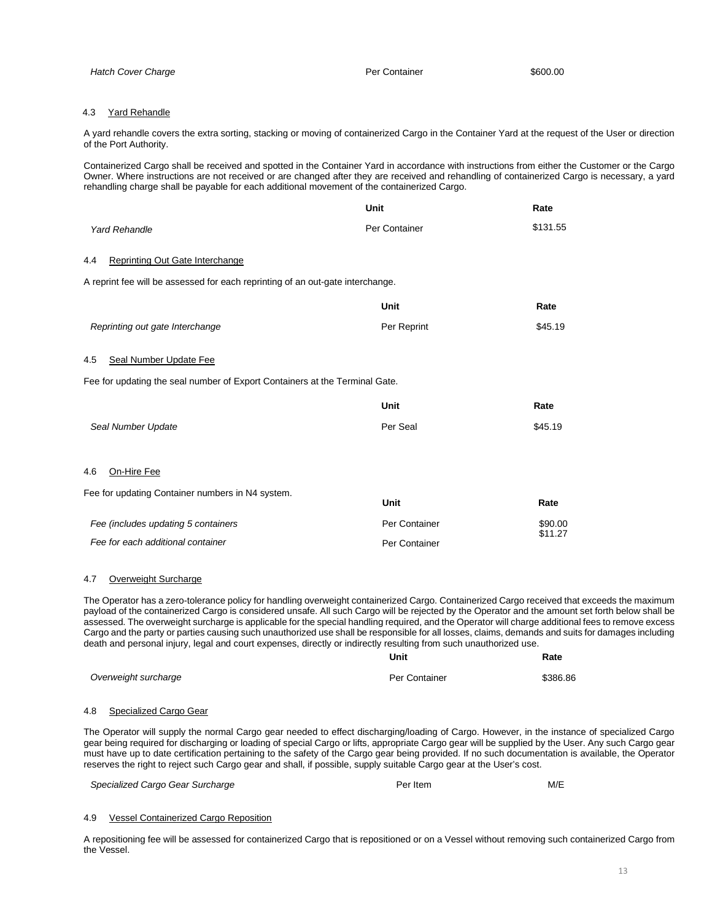| | | |
|---|---|---|
| *Hatch Cover Charge* | Per Container | $600.00 |

### 4.3 Yard Rehandle

A yard rehandle covers the extra sorting, stacking or moving of containerized Cargo in the Container Yard at the request of the User or direction of the Port Authority.

Containerized Cargo shall be received and spotted in the Container Yard in accordance with instructions from either the Customer or the Cargo Owner. Where instructions are not received or are changed after they are received and rehandling of containerized Cargo is necessary, a yard rehandling charge shall be payable for each additional movement of the containerized Cargo.

| | Unit | Rate |
|---|---|---|
| *Yard Rehandle* | Per Container | $131.55 |

### 4.4 Reprinting Out Gate Interchange

A reprint fee will be assessed for each reprinting of an out-gate interchange.

| | Unit | Rate |
|---|---|---|
| *Reprinting out gate Interchange* | Per Reprint | $45.19 |

### 4.5 Seal Number Update Fee

Fee for updating the seal number of Export Containers at the Terminal Gate.

| | Unit | Rate |
|---|---|---|
| *Seal Number Update* | Per Seal | $45.19 |

### 4.6 On-Hire Fee

Fee for updating Container numbers in N4 system.

| | Unit | Rate |
|---|---|---|
| *Fee (includes updating 5 containers* | Per Container | $90.00 |
| *Fee for each additional container* | Per Container | $11.27 |

### 4.7 Overweight Surcharge

The Operator has a zero-tolerance policy for handling overweight containerized Cargo. Containerized Cargo received that exceeds the maximum payload of the containerized Cargo is considered unsafe. All such Cargo will be rejected by the Operator and the amount set forth below shall be assessed. The overweight surcharge is applicable for the special handling required, and the Operator will charge additional fees to remove excess Cargo and the party or parties causing such unauthorized use shall be responsible for all losses, claims, demands and suits for damages including death and personal injury, legal and court expenses, directly or indirectly resulting from such unauthorized use.

| | Unit | Rate |
|---|---|---|
| *Overweight surcharge* | Per Container | $386.86 |

### 4.8 Specialized Cargo Gear

The Operator will supply the normal Cargo gear needed to effect discharging/loading of Cargo. However, in the instance of specialized Cargo gear being required for discharging or loading of special Cargo or lifts, appropriate Cargo gear will be supplied by the User. Any such Cargo gear must have up to date certification pertaining to the safety of the Cargo gear being provided. If no such documentation is available, the Operator reserves the right to reject such Cargo gear and shall, if possible, supply suitable Cargo gear at the User's cost.

| | | |
|---|---|---|
| *Specialized Cargo Gear Surcharge* | Per Item | M/E |

### 4.9 Vessel Containerized Cargo Reposition

A repositioning fee will be assessed for containerized Cargo that is repositioned or on a Vessel without removing such containerized Cargo from the Vessel.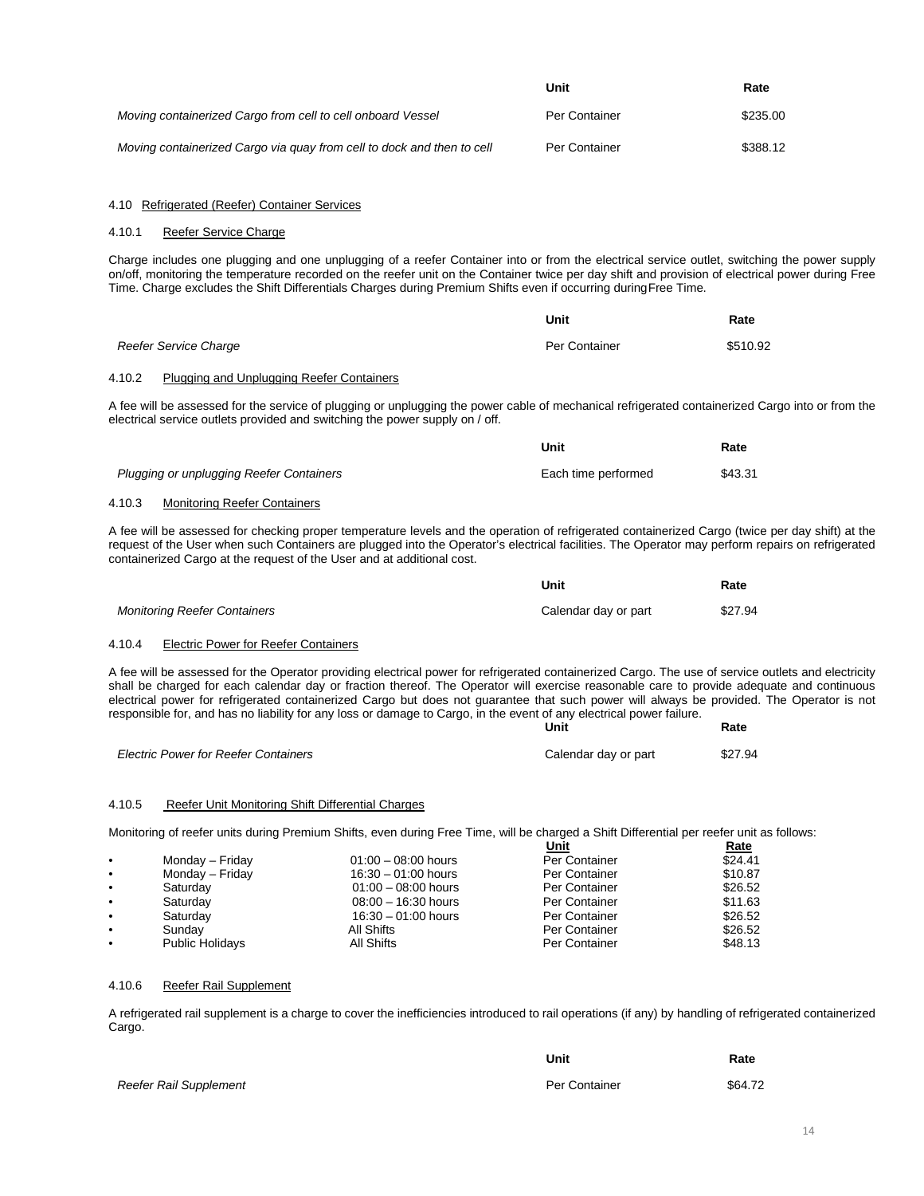| | Unit | Rate |
|---|---|---|
| *Moving containerized Cargo from cell to cell onboard Vessel* | Per Container | $235.00 |
| *Moving containerized Cargo via quay from cell to dock and then to cell* | Per Container | $388.12 |

## 4.10 Refrigerated (Reefer) Container Services

### 4.10.1 Reefer Service Charge

Charge includes one plugging and one unplugging of a reefer Container into or from the electrical service outlet, switching the power supply on/off, monitoring the temperature recorded on the reefer unit on the Container twice per day shift and provision of electrical power during Free Time. Charge excludes the Shift Differentials Charges during Premium Shifts even if occurring during Free Time.

| | Unit | Rate |
|---|---|---|
| *Reefer Service Charge* | Per Container | $510.92 |

### 4.10.2 Plugging and Unplugging Reefer Containers

A fee will be assessed for the service of plugging or unplugging the power cable of mechanical refrigerated containerized Cargo into or from the electrical service outlets provided and switching the power supply on / off.

| | Unit | Rate |
|---|---|---|
| *Plugging or unplugging Reefer Containers* | Each time performed | $43.31 |

### 4.10.3 Monitoring Reefer Containers

A fee will be assessed for checking proper temperature levels and the operation of refrigerated containerized Cargo (twice per day shift) at the request of the User when such Containers are plugged into the Operator's electrical facilities. The Operator may perform repairs on refrigerated containerized Cargo at the request of the User and at additional cost.

| | Unit | Rate |
|---|---|---|
| *Monitoring Reefer Containers* | Calendar day or part | $27.94 |

### 4.10.4 Electric Power for Reefer Containers

A fee will be assessed for the Operator providing electrical power for refrigerated containerized Cargo. The use of service outlets and electricity shall be charged for each calendar day or fraction thereof. The Operator will exercise reasonable care to provide adequate and continuous electrical power for refrigerated containerized Cargo but does not guarantee that such power will always be provided. The Operator is not responsible for, and has no liability for any loss or damage to Cargo, in the event of any electrical power failure.

| | Unit | Rate |
|---|---|---|
| *Electric Power for Reefer Containers* | Calendar day or part | $27.94 |

### 4.10.5 Reefer Unit Monitoring Shift Differential Charges

Monitoring of reefer units during Premium Shifts, even during Free Time, will be charged a Shift Differential per reefer unit as follows:

| | | Unit | Rate |
|---|---|---|---|
| • Monday – Friday | 01:00 – 08:00 hours | Per Container | $24.41 |
| • Monday – Friday | 16:30 – 01:00 hours | Per Container | $10.87 |
| • Saturday | 01:00 – 08:00 hours | Per Container | $26.52 |
| • Saturday | 08:00 – 16:30 hours | Per Container | $11.63 |
| • Saturday | 16:30 – 01:00 hours | Per Container | $26.52 |
| • Sunday | All Shifts | Per Container | $26.52 |
| • Public Holidays | All Shifts | Per Container | $48.13 |

### 4.10.6 Reefer Rail Supplement

A refrigerated rail supplement is a charge to cover the inefficiencies introduced to rail operations (if any) by handling of refrigerated containerized Cargo.

| | Unit | Rate |
|---|---|---|
| *Reefer Rail Supplement* | Per Container | $64.72 |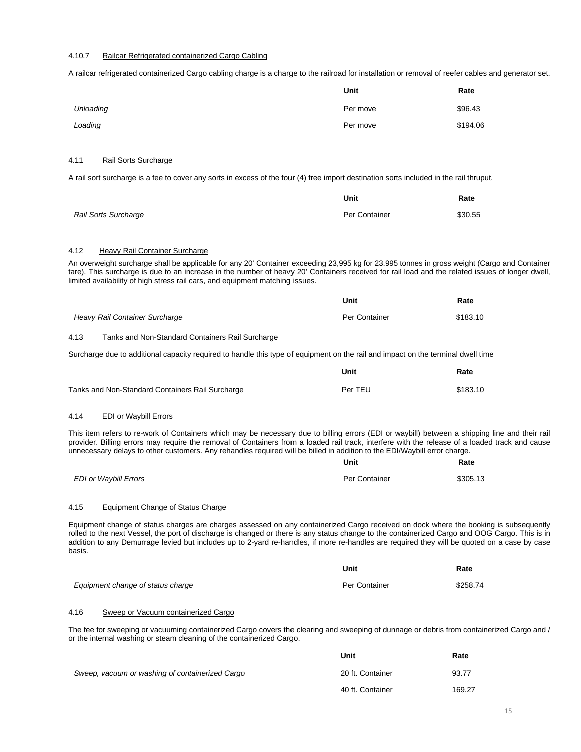#### 4.10.7 Railcar Refrigerated containerized Cargo Cabling

A railcar refrigerated containerized Cargo cabling charge is a charge to the railroad for installation or removal of reefer cables and generator set.

| | Unit | Rate |
|---|---|---|
| *Unloading* | Per move | $96.43 |
| *Loading* | Per move | $194.06 |

### 4.11 Rail Sorts Surcharge

A rail sort surcharge is a fee to cover any sorts in excess of the four (4) free import destination sorts included in the rail thruput.

| | Unit | Rate |
|---|---|---|
| *Rail Sorts Surcharge* | Per Container | $30.55 |

### 4.12 Heavy Rail Container Surcharge

An overweight surcharge shall be applicable for any 20' Container exceeding 23,995 kg for 23.995 tonnes in gross weight (Cargo and Container tare). This surcharge is due to an increase in the number of heavy 20' Containers received for rail load and the related issues of longer dwell, limited availability of high stress rail cars, and equipment matching issues.

| | Unit | Rate |
|---|---|---|
| *Heavy Rail Container Surcharge* | Per Container | $183.10 |

### 4.13 Tanks and Non-Standard Containers Rail Surcharge

Surcharge due to additional capacity required to handle this type of equipment on the rail and impact on the terminal dwell time

| | Unit | Rate |
|---|---|---|
| Tanks and Non-Standard Containers Rail Surcharge | Per TEU | $183.10 |

### 4.14 EDI or Waybill Errors

This item refers to re-work of Containers which may be necessary due to billing errors (EDI or waybill) between a shipping line and their rail provider. Billing errors may require the removal of Containers from a loaded rail track, interfere with the release of a loaded track and cause unnecessary delays to other customers. Any rehandles required will be billed in addition to the EDI/Waybill error charge.

| | Unit | Rate |
|---|---|---|
| *EDI or Waybill Errors* | Per Container | $305.13 |

### 4.15 Equipment Change of Status Charge

Equipment change of status charges are charges assessed on any containerized Cargo received on dock where the booking is subsequently rolled to the next Vessel, the port of discharge is changed or there is any status change to the containerized Cargo and OOG Cargo. This is in addition to any Demurrage levied but includes up to 2-yard re-handles, if more re-handles are required they will be quoted on a case by case basis.

| | Unit | Rate |
|---|---|---|
| *Equipment change of status charge* | Per Container | $258.74 |

### 4.16 Sweep or Vacuum containerized Cargo

The fee for sweeping or vacuuming containerized Cargo covers the clearing and sweeping of dunnage or debris from containerized Cargo and / or the internal washing or steam cleaning of the containerized Cargo.

| | Unit | Rate |
|---|---|---|
| *Sweep, vacuum or washing of containerized Cargo* | 20 ft. Container | 93.77 |
| | 40 ft. Container | 169.27 |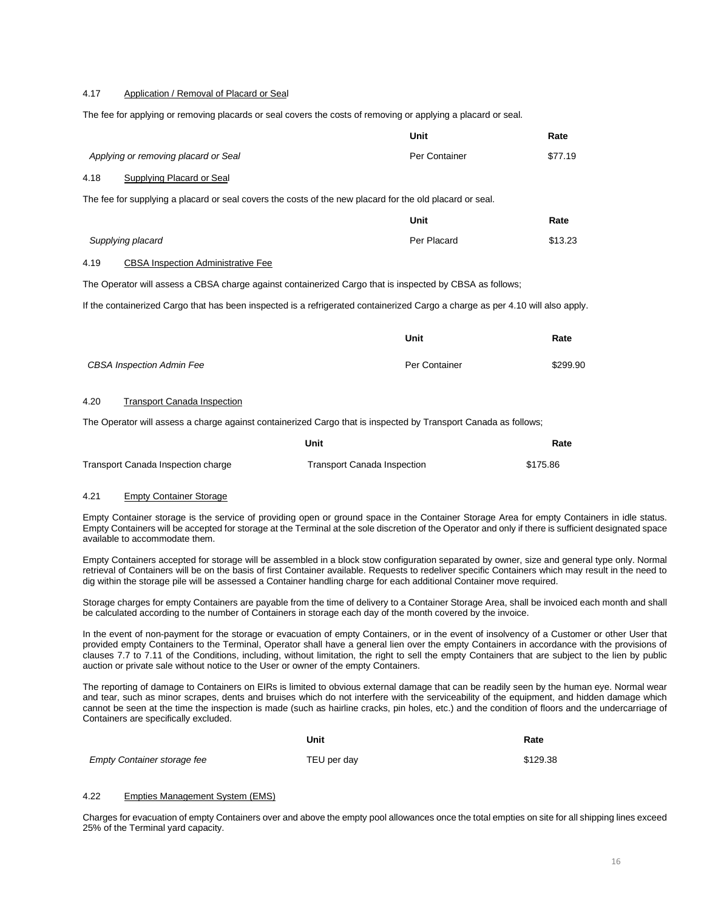### 4.17 Application / Removal of Placard or Seal

The fee for applying or removing placards or seal covers the costs of removing or applying a placard or seal.

| | Unit | Rate |
|---|---|---|
| *Applying or removing placard or Seal* | Per Container | $77.19 |

### 4.18 Supplying Placard or Seal

The fee for supplying a placard or seal covers the costs of the new placard for the old placard or seal.

| | Unit | Rate |
|---|---|---|
| *Supplying placard* | Per Placard | $13.23 |

### 4.19 CBSA Inspection Administrative Fee

The Operator will assess a CBSA charge against containerized Cargo that is inspected by CBSA as follows;

If the containerized Cargo that has been inspected is a refrigerated containerized Cargo a charge as per 4.10 will also apply.

| | Unit | Rate |
|---|---|---|
| *CBSA Inspection Admin Fee* | Per Container | $299.90 |

### 4.20 Transport Canada Inspection

The Operator will assess a charge against containerized Cargo that is inspected by Transport Canada as follows;

| | Unit | Rate |
|---|---|---|
| Transport Canada Inspection charge | Transport Canada Inspection | $175.86 |

### 4.21 Empty Container Storage

Empty Container storage is the service of providing open or ground space in the Container Storage Area for empty Containers in idle status. Empty Containers will be accepted for storage at the Terminal at the sole discretion of the Operator and only if there is sufficient designated space available to accommodate them.

Empty Containers accepted for storage will be assembled in a block stow configuration separated by owner, size and general type only. Normal retrieval of Containers will be on the basis of first Container available. Requests to redeliver specific Containers which may result in the need to dig within the storage pile will be assessed a Container handling charge for each additional Container move required.

Storage charges for empty Containers are payable from the time of delivery to a Container Storage Area, shall be invoiced each month and shall be calculated according to the number of Containers in storage each day of the month covered by the invoice.

In the event of non-payment for the storage or evacuation of empty Containers, or in the event of insolvency of a Customer or other User that provided empty Containers to the Terminal, Operator shall have a general lien over the empty Containers in accordance with the provisions of clauses 7.7 to 7.11 of the Conditions, including, without limitation, the right to sell the empty Containers that are subject to the lien by public auction or private sale without notice to the User or owner of the empty Containers.

The reporting of damage to Containers on EIRs is limited to obvious external damage that can be readily seen by the human eye. Normal wear and tear, such as minor scrapes, dents and bruises which do not interfere with the serviceability of the equipment, and hidden damage which cannot be seen at the time the inspection is made (such as hairline cracks, pin holes, etc.) and the condition of floors and the undercarriage of Containers are specifically excluded.

| | Unit | Rate |
|---|---|---|
| *Empty Container storage fee* | TEU per day | $129.38 |

### 4.22 Empties Management System (EMS)

Charges for evacuation of empty Containers over and above the empty pool allowances once the total empties on site for all shipping lines exceed 25% of the Terminal yard capacity.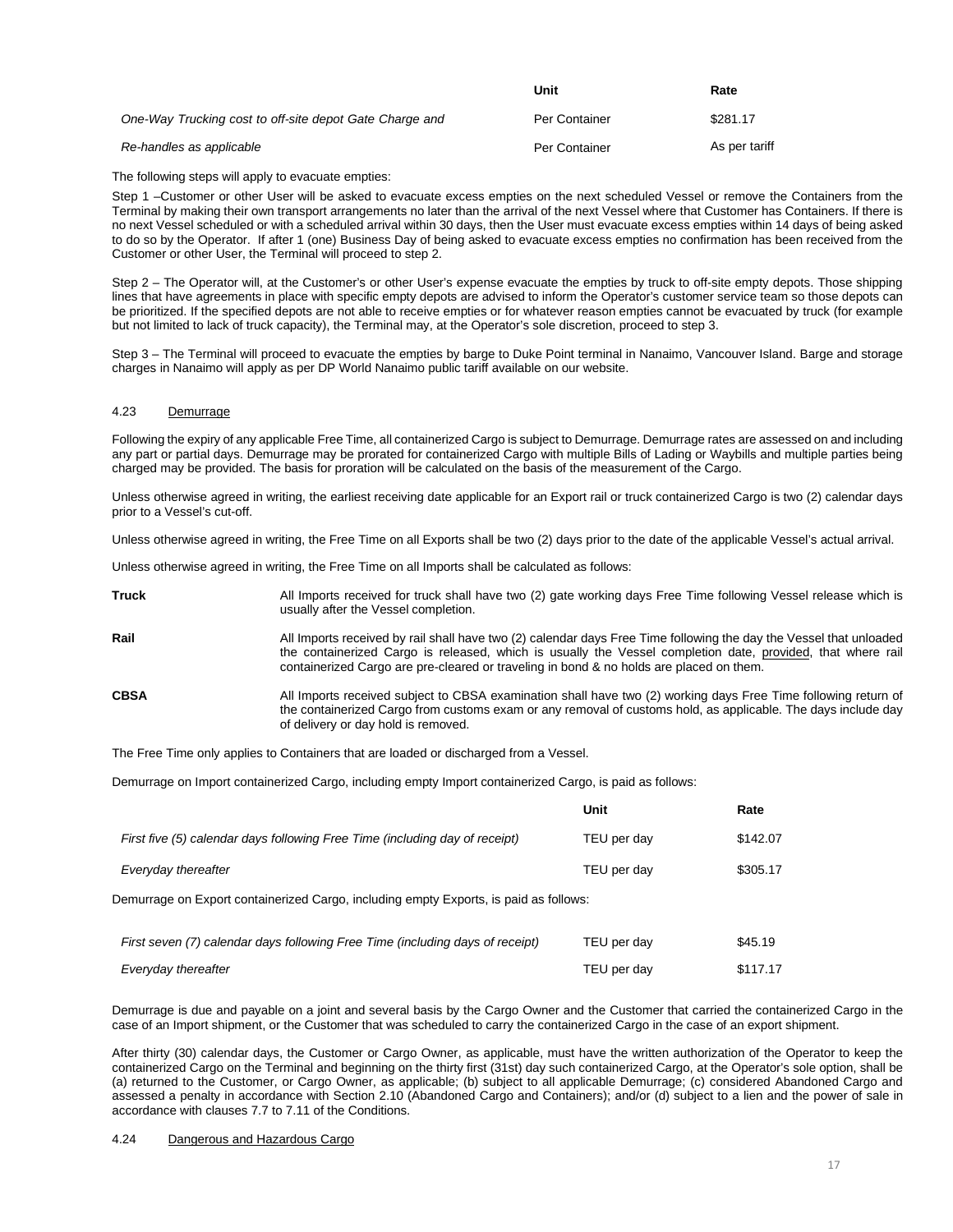| | Unit | Rate |
|---|---|---|
| *One-Way Trucking cost to off-site depot Gate Charge and* | Per Container | $281.17 |
| *Re-handles as applicable* | Per Container | As per tariff |

The following steps will apply to evacuate empties:

Step 1 –Customer or other User will be asked to evacuate excess empties on the next scheduled Vessel or remove the Containers from the Terminal by making their own transport arrangements no later than the arrival of the next Vessel where that Customer has Containers. If there is no next Vessel scheduled or with a scheduled arrival within 30 days, then the User must evacuate excess empties within 14 days of being asked to do so by the Operator. If after 1 (one) Business Day of being asked to evacuate excess empties no confirmation has been received from the Customer or other User, the Terminal will proceed to step 2.

Step 2 – The Operator will, at the Customer's or other User's expense evacuate the empties by truck to off-site empty depots. Those shipping lines that have agreements in place with specific empty depots are advised to inform the Operator's customer service team so those depots can be prioritized. If the specified depots are not able to receive empties or for whatever reason empties cannot be evacuated by truck (for example but not limited to lack of truck capacity), the Terminal may, at the Operator's sole discretion, proceed to step 3.

Step 3 – The Terminal will proceed to evacuate the empties by barge to Duke Point terminal in Nanaimo, Vancouver Island. Barge and storage charges in Nanaimo will apply as per DP World Nanaimo public tariff available on our website.

### 4.23 Demurrage

Following the expiry of any applicable Free Time, all containerized Cargo is subject to Demurrage. Demurrage rates are assessed on and including any part or partial days. Demurrage may be prorated for containerized Cargo with multiple Bills of Lading or Waybills and multiple parties being charged may be provided. The basis for proration will be calculated on the basis of the measurement of the Cargo.

Unless otherwise agreed in writing, the earliest receiving date applicable for an Export rail or truck containerized Cargo is two (2) calendar days prior to a Vessel's cut-off.

Unless otherwise agreed in writing, the Free Time on all Exports shall be two (2) days prior to the date of the applicable Vessel's actual arrival.

Unless otherwise agreed in writing, the Free Time on all Imports shall be calculated as follows:

**Truck** All Imports received for truck shall have two (2) gate working days Free Time following Vessel release which is usually after the Vessel completion.

**Rail** All Imports received by rail shall have two (2) calendar days Free Time following the day the Vessel that unloaded the containerized Cargo is released, which is usually the Vessel completion date, provided, that where rail containerized Cargo are pre-cleared or traveling in bond & no holds are placed on them.

**CBSA** All Imports received subject to CBSA examination shall have two (2) working days Free Time following return of the containerized Cargo from customs exam or any removal of customs hold, as applicable. The days include day of delivery or day hold is removed.

The Free Time only applies to Containers that are loaded or discharged from a Vessel.

Demurrage on Import containerized Cargo, including empty Import containerized Cargo, is paid as follows:

| | Unit | Rate |
|---|---|---|
| *First five (5) calendar days following Free Time (including day of receipt)* | TEU per day | $142.07 |
| *Everyday thereafter* | TEU per day | $305.17 |

Demurrage on Export containerized Cargo, including empty Exports, is paid as follows:

| | | |
|---|---|---|
| *First seven (7) calendar days following Free Time (including days of receipt)* | TEU per day | $45.19 |
| *Everyday thereafter* | TEU per day | $117.17 |

Demurrage is due and payable on a joint and several basis by the Cargo Owner and the Customer that carried the containerized Cargo in the case of an Import shipment, or the Customer that was scheduled to carry the containerized Cargo in the case of an export shipment.

After thirty (30) calendar days, the Customer or Cargo Owner, as applicable, must have the written authorization of the Operator to keep the containerized Cargo on the Terminal and beginning on the thirty first (31st) day such containerized Cargo, at the Operator's sole option, shall be (a) returned to the Customer, or Cargo Owner, as applicable; (b) subject to all applicable Demurrage; (c) considered Abandoned Cargo and assessed a penalty in accordance with Section 2.10 (Abandoned Cargo and Containers); and/or (d) subject to a lien and the power of sale in accordance with clauses 7.7 to 7.11 of the Conditions.

### 4.24 Dangerous and Hazardous Cargo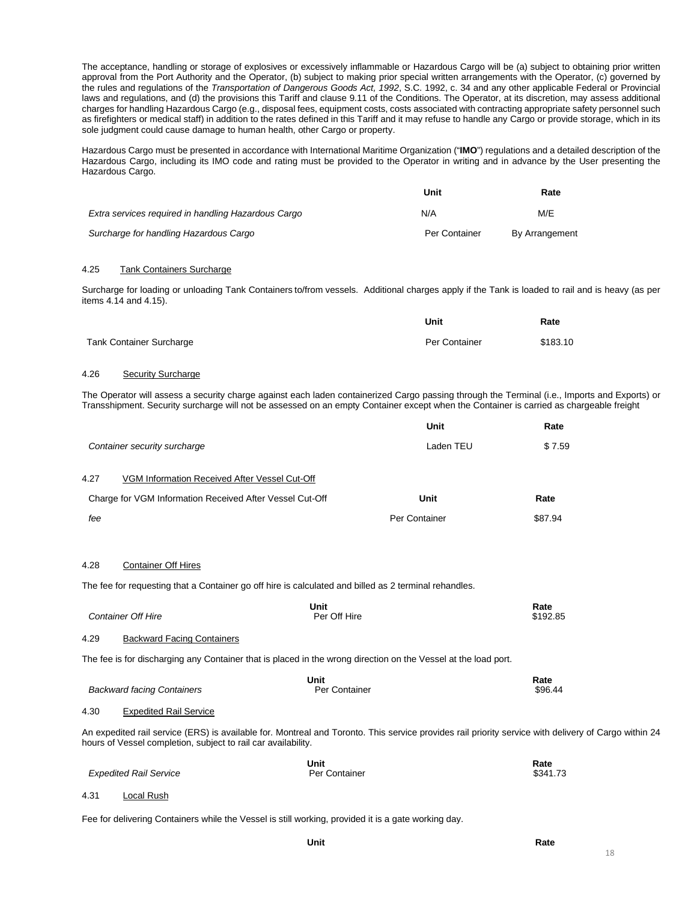The acceptance, handling or storage of explosives or excessively inflammable or Hazardous Cargo will be (a) subject to obtaining prior written approval from the Port Authority and the Operator, (b) subject to making prior special written arrangements with the Operator, (c) governed by the rules and regulations of the *Transportation of Dangerous Goods Act, 1992*, S.C. 1992, c. 34 and any other applicable Federal or Provincial laws and regulations, and (d) the provisions this Tariff and clause 9.11 of the Conditions. The Operator, at its discretion, may assess additional charges for handling Hazardous Cargo (e.g., disposal fees, equipment costs, costs associated with contracting appropriate safety personnel such as firefighters or medical staff) in addition to the rates defined in this Tariff and it may refuse to handle any Cargo or provide storage, which in its sole judgment could cause damage to human health, other Cargo or property.

Hazardous Cargo must be presented in accordance with International Maritime Organization ("**IMO**") regulations and a detailed description of the Hazardous Cargo, including its IMO code and rating must be provided to the Operator in writing and in advance by the User presenting the Hazardous Cargo.

| | Unit | Rate |
|---|---|---|
| *Extra services required in handling Hazardous Cargo* | N/A | M/E |
| *Surcharge for handling Hazardous Cargo* | Per Container | By Arrangement |

4.25 Tank Containers Surcharge

Surcharge for loading or unloading Tank Containers to/from vessels. Additional charges apply if the Tank is loaded to rail and is heavy (as per items 4.14 and 4.15).

| | Unit | Rate |
|---|---|---|
| Tank Container Surcharge | Per Container | $183.10 |

4.26 Security Surcharge

The Operator will assess a security charge against each laden containerized Cargo passing through the Terminal (i.e., Imports and Exports) or Transshipment. Security surcharge will not be assessed on an empty Container except when the Container is carried as chargeable freight

| | Unit | Rate |
|---|---|---|
| *Container security surcharge* | Laden TEU | $ 7.59 |

4.27 VGM Information Received After Vessel Cut-Off

| Charge for VGM Information Received After Vessel Cut-Off | Unit | Rate |
|---|---|---|
| *fee* | Per Container | $87.94 |

4.28 Container Off Hires

The fee for requesting that a Container go off hire is calculated and billed as 2 terminal rehandles.

| | Unit | Rate |
|---|---|---|
| *Container Off Hire* | Per Off Hire | $192.85 |

4.29 Backward Facing Containers

The fee is for discharging any Container that is placed in the wrong direction on the Vessel at the load port.

| | Unit | Rate |
|---|---|---|
| *Backward facing Containers* | Per Container | $96.44 |

4.30 Expedited Rail Service

An expedited rail service (ERS) is available for. Montreal and Toronto. This service provides rail priority service with delivery of Cargo within 24 hours of Vessel completion, subject to rail car availability.

| | Unit | Rate |
|---|---|---|
| *Expedited Rail Service* | Per Container | $341.73 |

4.31 Local Rush

Fee for delivering Containers while the Vessel is still working, provided it is a gate working day.

| | Unit | Rate |
|---|---|---|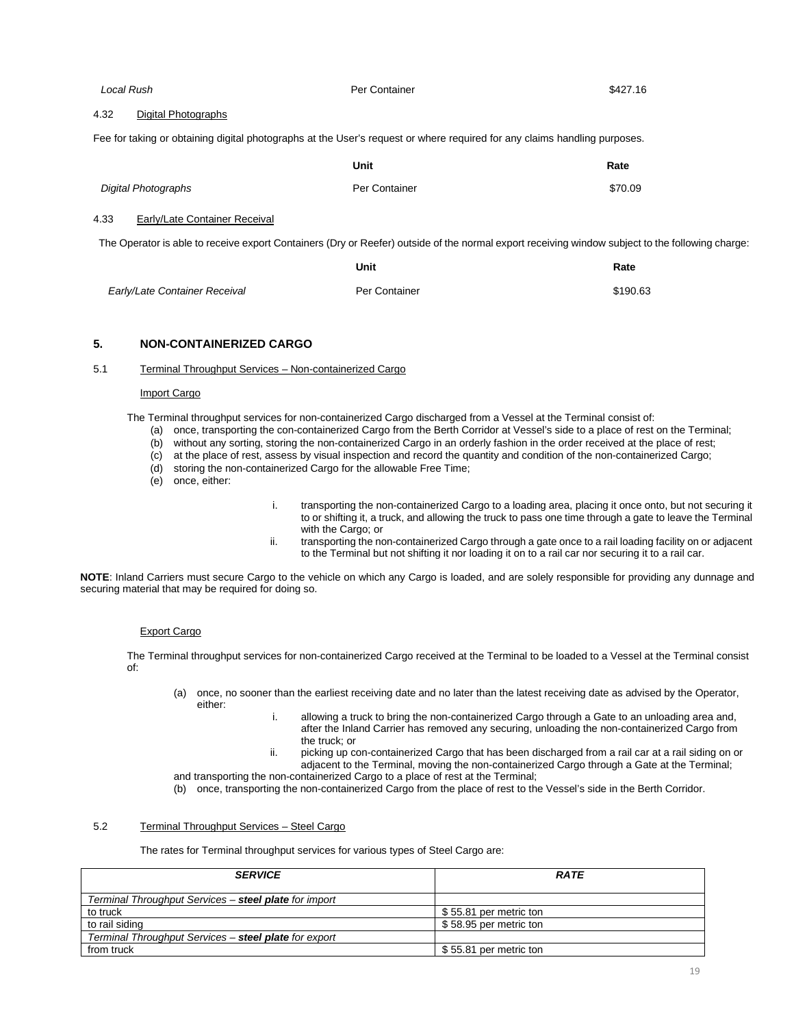| | | |
|---|---|---|
| *Local Rush* | Per Container | $427.16 |

4.32 Digital Photographs

Fee for taking or obtaining digital photographs at the User's request or where required for any claims handling purposes.

| | Unit | Rate |
|---|---|---|
| *Digital Photographs* | Per Container | $70.09 |

4.33 Early/Late Container Receival

The Operator is able to receive export Containers (Dry or Reefer) outside of the normal export receiving window subject to the following charge:

| | Unit | Rate |
|---|---|---|
| *Early/Late Container Receival* | Per Container | $190.63 |

## 5. NON-CONTAINERIZED CARGO

5.1 Terminal Throughput Services – Non-containerized Cargo

Import Cargo

The Terminal throughput services for non-containerized Cargo discharged from a Vessel at the Terminal consist of:

(a) once, transporting the con-containerized Cargo from the Berth Corridor at Vessel's side to a place of rest on the Terminal;
(b) without any sorting, storing the non-containerized Cargo in an orderly fashion in the order received at the place of rest;
(c) at the place of rest, assess by visual inspection and record the quantity and condition of the non-containerized Cargo;
(d) storing the non-containerized Cargo for the allowable Free Time;
(e) once, either:

i. transporting the non-containerized Cargo to a loading area, placing it once onto, but not securing it to or shifting it, a truck, and allowing the truck to pass one time through a gate to leave the Terminal with the Cargo; or
ii. transporting the non-containerized Cargo through a gate once to a rail loading facility on or adjacent to the Terminal but not shifting it nor loading it on to a rail car nor securing it to a rail car.

**NOTE**: Inland Carriers must secure Cargo to the vehicle on which any Cargo is loaded, and are solely responsible for providing any dunnage and securing material that may be required for doing so.

Export Cargo

The Terminal throughput services for non-containerized Cargo received at the Terminal to be loaded to a Vessel at the Terminal consist of:

(a) once, no sooner than the earliest receiving date and no later than the latest receiving date as advised by the Operator, either:

i. allowing a truck to bring the non-containerized Cargo through a Gate to an unloading area and, after the Inland Carrier has removed any securing, unloading the non-containerized Cargo from the truck; or
ii. picking up con-containerized Cargo that has been discharged from a rail car at a rail siding on or adjacent to the Terminal, moving the non-containerized Cargo through a Gate at the Terminal;

and transporting the non-containerized Cargo to a place of rest at the Terminal;

(b) once, transporting the non-containerized Cargo from the place of rest to the Vessel's side in the Berth Corridor.

5.2 Terminal Throughput Services – Steel Cargo

The rates for Terminal throughput services for various types of Steel Cargo are:

| ***SERVICE*** | ***RATE*** |
|---|---|
| *Terminal Throughput Services – **steel plate** for import* | |
| to truck | $ 55.81 per metric ton |
| to rail siding | $ 58.95 per metric ton |
| *Terminal Throughput Services – **steel plate** for export* | |
| from truck | $ 55.81 per metric ton |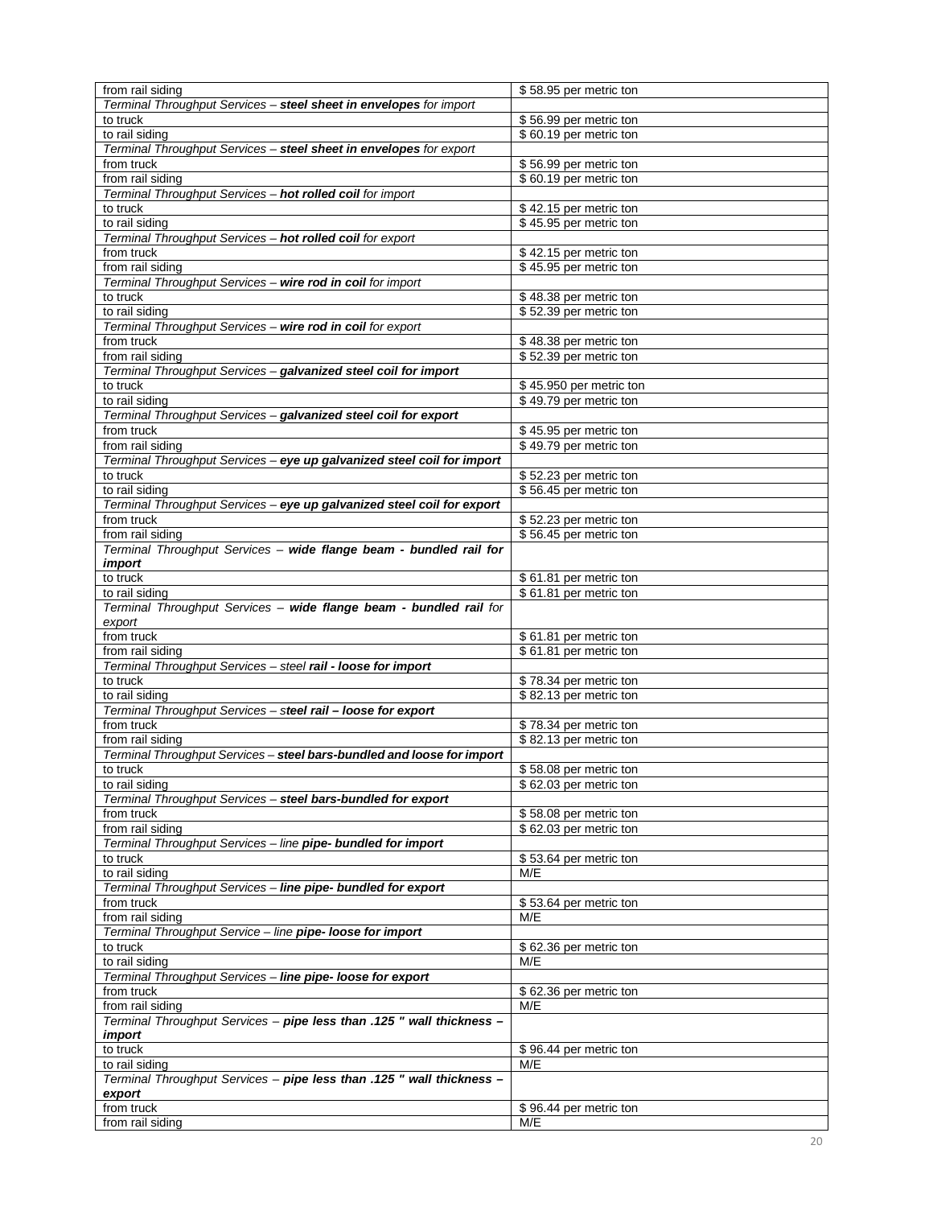| from rail siding | $ 58.95 per metric ton |
|---|---|
| *Terminal Throughput Services – **steel sheet in envelopes** for import* | |
| to truck | $ 56.99 per metric ton |
| to rail siding | $ 60.19 per metric ton |
| *Terminal Throughput Services – **steel sheet in envelopes** for export* | |
| from truck | $ 56.99 per metric ton |
| from rail siding | $ 60.19 per metric ton |
| *Terminal Throughput Services – **hot rolled coil** for import* | |
| to truck | $ 42.15 per metric ton |
| to rail siding | $ 45.95 per metric ton |
| *Terminal Throughput Services – **hot rolled coil** for export* | |
| from truck | $ 42.15 per metric ton |
| from rail siding | $ 45.95 per metric ton |
| *Terminal Throughput Services – **wire rod in coil** for import* | |
| to truck | $ 48.38 per metric ton |
| to rail siding | $ 52.39 per metric ton |
| *Terminal Throughput Services – **wire rod in coil** for export* | |
| from truck | $ 48.38 per metric ton |
| from rail siding | $ 52.39 per metric ton |
| *Terminal Throughput Services – **galvanized steel coil for import*** | |
| to truck | $ 45.950 per metric ton |
| to rail siding | $ 49.79 per metric ton |
| *Terminal Throughput Services – **galvanized steel coil for export*** | |
| from truck | $ 45.95 per metric ton |
| from rail siding | $ 49.79 per metric ton |
| *Terminal Throughput Services – **eye up galvanized steel coil for import*** | |
| to truck | $ 52.23 per metric ton |
| to rail siding | $ 56.45 per metric ton |
| *Terminal Throughput Services – **eye up galvanized steel coil for export*** | |
| from truck | $ 52.23 per metric ton |
| from rail siding | $ 56.45 per metric ton |
| *Terminal Throughput Services – **wide flange beam - bundled rail for import*** | |
| to truck | $ 61.81 per metric ton |
| to rail siding | $ 61.81 per metric ton |
| *Terminal Throughput Services – **wide flange beam - bundled rail** for export* | |
| from truck | $ 61.81 per metric ton |
| from rail siding | $ 61.81 per metric ton |
| *Terminal Throughput Services – steel **rail - loose for import*** | |
| to truck | $ 78.34 per metric ton |
| to rail siding | $ 82.13 per metric ton |
| *Terminal Throughput Services – s**teel rail – loose for export*** | |
| from truck | $ 78.34 per metric ton |
| from rail siding | $ 82.13 per metric ton |
| *Terminal Throughput Services – **steel bars-bundled and loose for import*** | |
| to truck | $ 58.08 per metric ton |
| to rail siding | $ 62.03 per metric ton |
| *Terminal Throughput Services – **steel bars-bundled for export*** | |
| from truck | $ 58.08 per metric ton |
| from rail siding | $ 62.03 per metric ton |
| *Terminal Throughput Services – line **pipe- bundled for import*** | |
| to truck | $ 53.64 per metric ton |
| to rail siding | M/E |
| *Terminal Throughput Services – **line pipe- bundled for export*** | |
| from truck | $ 53.64 per metric ton |
| from rail siding | M/E |
| *Terminal Throughput Service – line **pipe- loose for import*** | |
| to truck | $ 62.36 per metric ton |
| to rail siding | M/E |
| *Terminal Throughput Services – **line pipe- loose for export*** | |
| from truck | $ 62.36 per metric ton |
| from rail siding | M/E |
| *Terminal Throughput Services – **pipe less than .125 " wall thickness – import*** | |
| to truck | $ 96.44 per metric ton |
| to rail siding | M/E |
| *Terminal Throughput Services – **pipe less than .125 " wall thickness – export*** | |
| from truck | $ 96.44 per metric ton |
| from rail siding | M/E |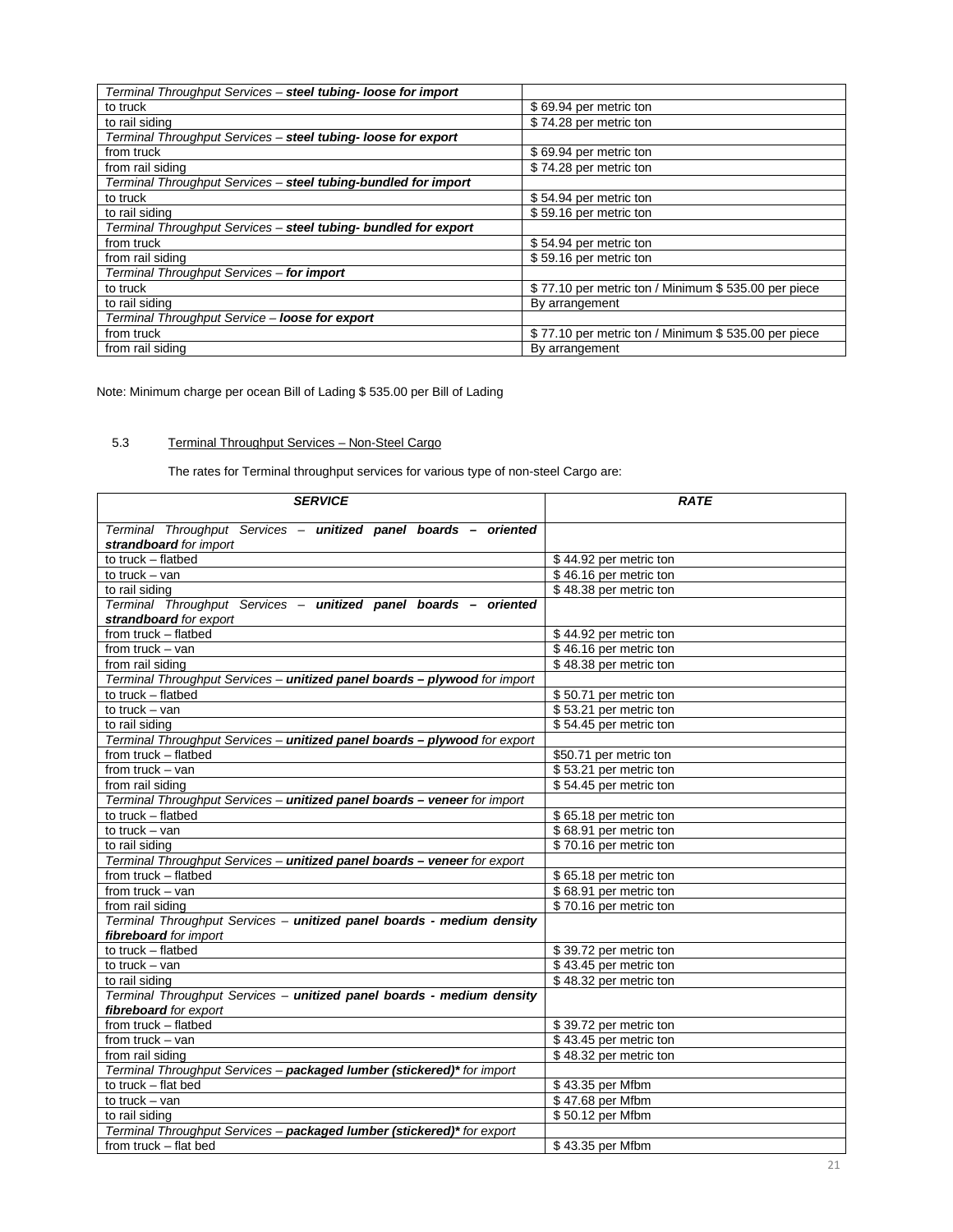| | |
|---|---|
| *Terminal Throughput Services – **steel tubing- loose for import*** | |
| to truck | $ 69.94 per metric ton |
| to rail siding | $ 74.28 per metric ton |
| *Terminal Throughput Services – **steel tubing- loose for export*** | |
| from truck | $ 69.94 per metric ton |
| from rail siding | $ 74.28 per metric ton |
| *Terminal Throughput Services – **steel tubing-bundled for import*** | |
| to truck | $ 54.94 per metric ton |
| to rail siding | $ 59.16 per metric ton |
| *Terminal Throughput Services – **steel tubing- bundled for export*** | |
| from truck | $ 54.94 per metric ton |
| from rail siding | $ 59.16 per metric ton |
| *Terminal Throughput Services – **for import*** | |
| to truck | $ 77.10 per metric ton / Minimum $ 535.00 per piece |
| to rail siding | By arrangement |
| *Terminal Throughput Service – **loose for export*** | |
| from truck | $ 77.10 per metric ton / Minimum $ 535.00 per piece |
| from rail siding | By arrangement |

Note: Minimum charge per ocean Bill of Lading $ 535.00 per Bill of Lading

5.3 Terminal Throughput Services – Non-Steel Cargo

The rates for Terminal throughput services for various type of non-steel Cargo are:

| ***SERVICE*** | ***RATE*** |
|---|---|
| *Terminal Throughput Services – **unitized panel boards – oriented strandboard** for import* | |
| to truck – flatbed | $ 44.92 per metric ton |
| to truck – van | $ 46.16 per metric ton |
| to rail siding | $ 48.38 per metric ton |
| *Terminal Throughput Services – **unitized panel boards – oriented strandboard** for export* | |
| from truck – flatbed | $ 44.92 per metric ton |
| from truck – van | $ 46.16 per metric ton |
| from rail siding | $ 48.38 per metric ton |
| *Terminal Throughput Services – **unitized panel boards – plywood** for import* | |
| to truck – flatbed | $ 50.71 per metric ton |
| to truck – van | $ 53.21 per metric ton |
| to rail siding | $ 54.45 per metric ton |
| *Terminal Throughput Services – **unitized panel boards – plywood** for export* | |
| from truck – flatbed | $50.71 per metric ton |
| from truck – van | $ 53.21 per metric ton |
| from rail siding | $ 54.45 per metric ton |
| *Terminal Throughput Services – **unitized panel boards – veneer** for import* | |
| to truck – flatbed | $ 65.18 per metric ton |
| to truck – van | $ 68.91 per metric ton |
| to rail siding | $ 70.16 per metric ton |
| *Terminal Throughput Services – **unitized panel boards – veneer** for export* | |
| from truck – flatbed | $ 65.18 per metric ton |
| from truck – van | $ 68.91 per metric ton |
| from rail siding | $ 70.16 per metric ton |
| *Terminal Throughput Services – **unitized panel boards - medium density fibreboard** for import* | |
| to truck – flatbed | $ 39.72 per metric ton |
| to truck – van | $ 43.45 per metric ton |
| to rail siding | $ 48.32 per metric ton |
| *Terminal Throughput Services – **unitized panel boards - medium density fibreboard** for export* | |
| from truck – flatbed | $ 39.72 per metric ton |
| from truck – van | $ 43.45 per metric ton |
| from rail siding | $ 48.32 per metric ton |
| *Terminal Throughput Services – **packaged lumber (stickered)\*** for import* | |
| to truck – flat bed | $ 43.35 per Mfbm |
| to truck – van | $ 47.68 per Mfbm |
| to rail siding | $ 50.12 per Mfbm |
| *Terminal Throughput Services – **packaged lumber (stickered)\*** for export* | |
| from truck – flat bed | $ 43.35 per Mfbm |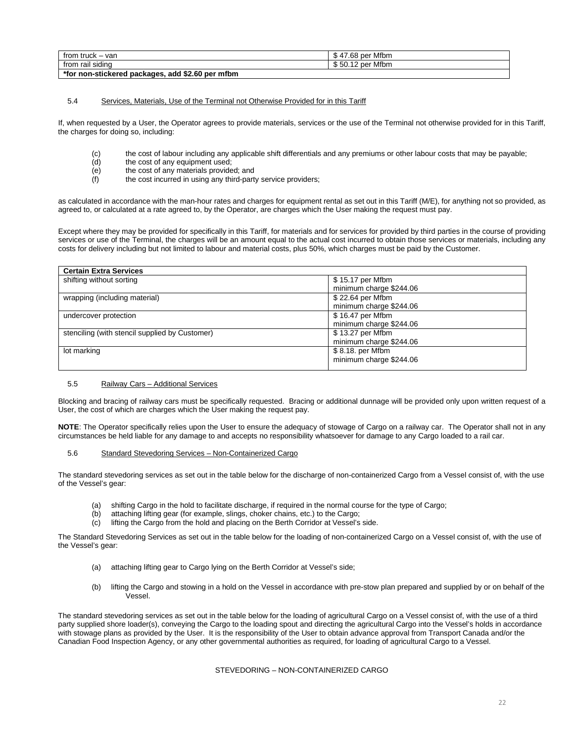| from truck – van | $ 47.68 per Mfbm |
|---|---|
| from rail siding | $ 50.12 per Mfbm |
| **\*for non-stickered packages, add $2.60 per mfbm** | |

5.4 Services, Materials, Use of the Terminal not Otherwise Provided for in this Tariff

If, when requested by a User, the Operator agrees to provide materials, services or the use of the Terminal not otherwise provided for in this Tariff, the charges for doing so, including:

- (c) the cost of labour including any applicable shift differentials and any premiums or other labour costs that may be payable;
- (d) the cost of any equipment used;
- (e) the cost of any materials provided; and
- (f) the cost incurred in using any third-party service providers;

as calculated in accordance with the man-hour rates and charges for equipment rental as set out in this Tariff (M/E), for anything not so provided, as agreed to, or calculated at a rate agreed to, by the Operator, are charges which the User making the request must pay.

Except where they may be provided for specifically in this Tariff, for materials and for services for provided by third parties in the course of providing services or use of the Terminal, the charges will be an amount equal to the actual cost incurred to obtain those services or materials, including any costs for delivery including but not limited to labour and material costs, plus 50%, which charges must be paid by the Customer.

| **Certain Extra Services** | |
|---|---|
| shifting without sorting | $ 15.17 per Mfbm<br>minimum charge $244.06 |
| wrapping (including material) | $ 22.64 per Mfbm<br>minimum charge $244.06 |
| undercover protection | $ 16.47 per Mfbm<br>minimum charge $244.06 |
| stenciling (with stencil supplied by Customer) | $ 13.27 per Mfbm<br>minimum charge $244.06 |
| lot marking | $ 8.18. per Mfbm<br>minimum charge $244.06 |

5.5 Railway Cars – Additional Services

Blocking and bracing of railway cars must be specifically requested. Bracing or additional dunnage will be provided only upon written request of a User, the cost of which are charges which the User making the request pay.

**NOTE**: The Operator specifically relies upon the User to ensure the adequacy of stowage of Cargo on a railway car. The Operator shall not in any circumstances be held liable for any damage to and accepts no responsibility whatsoever for damage to any Cargo loaded to a rail car.

5.6 Standard Stevedoring Services – Non-Containerized Cargo

The standard stevedoring services as set out in the table below for the discharge of non-containerized Cargo from a Vessel consist of, with the use of the Vessel's gear:

- (a) shifting Cargo in the hold to facilitate discharge, if required in the normal course for the type of Cargo;
- (b) attaching lifting gear (for example, slings, choker chains, etc.) to the Cargo;
- (c) lifting the Cargo from the hold and placing on the Berth Corridor at Vessel's side.

The Standard Stevedoring Services as set out in the table below for the loading of non-containerized Cargo on a Vessel consist of, with the use of the Vessel's gear:

- (a) attaching lifting gear to Cargo lying on the Berth Corridor at Vessel's side;
- (b) lifting the Cargo and stowing in a hold on the Vessel in accordance with pre-stow plan prepared and supplied by or on behalf of the Vessel.

The standard stevedoring services as set out in the table below for the loading of agricultural Cargo on a Vessel consist of, with the use of a third party supplied shore loader(s), conveying the Cargo to the loading spout and directing the agricultural Cargo into the Vessel's holds in accordance with stowage plans as provided by the User. It is the responsibility of the User to obtain advance approval from Transport Canada and/or the Canadian Food Inspection Agency, or any other governmental authorities as required, for loading of agricultural Cargo to a Vessel.

STEVEDORING – NON-CONTAINERIZED CARGO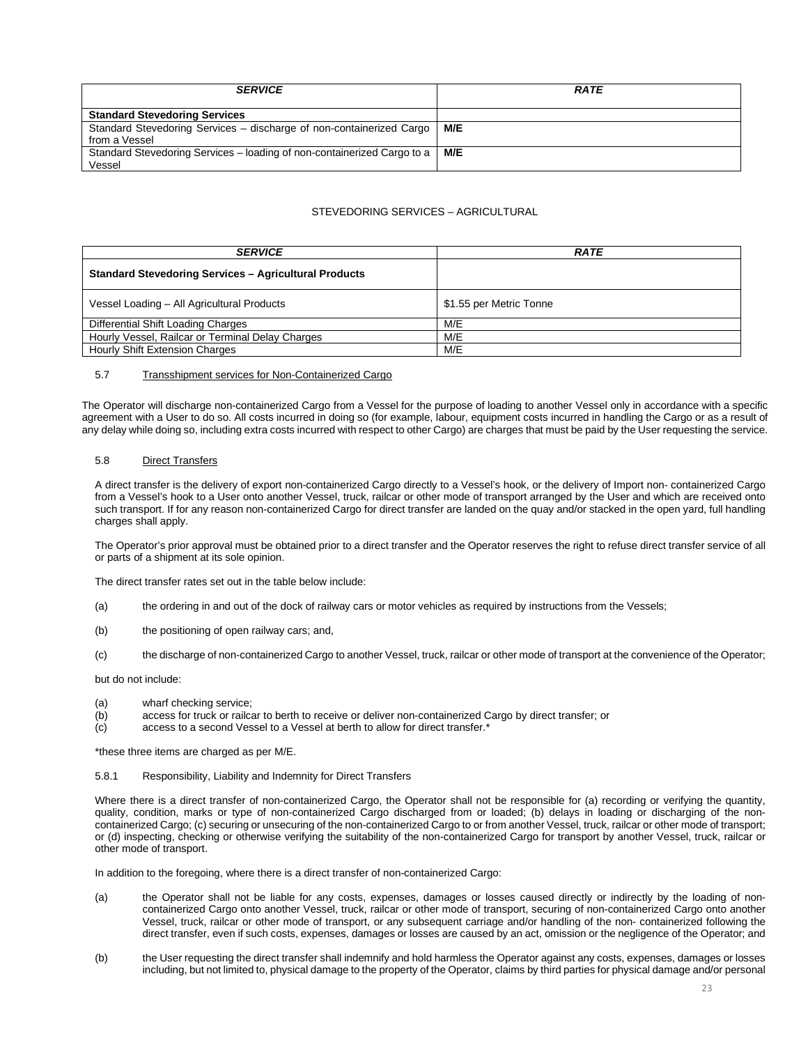| ***SERVICE*** | ***RATE*** |
|---|---|
| **Standard Stevedoring Services** | |
| Standard Stevedoring Services – discharge of non-containerized Cargo from a Vessel | **M/E** |
| Standard Stevedoring Services – loading of non-containerized Cargo to a Vessel | **M/E** |

STEVEDORING SERVICES – AGRICULTURAL

| ***SERVICE*** | ***RATE*** |
|---|---|
| **Standard Stevedoring Services – Agricultural Products** | |
| Vessel Loading – All Agricultural Products | $1.55 per Metric Tonne |
| Differential Shift Loading Charges | M/E |
| Hourly Vessel, Railcar or Terminal Delay Charges | M/E |
| Hourly Shift Extension Charges | M/E |

### 5.7 Transshipment services for Non-Containerized Cargo

The Operator will discharge non-containerized Cargo from a Vessel for the purpose of loading to another Vessel only in accordance with a specific agreement with a User to do so. All costs incurred in doing so (for example, labour, equipment costs incurred in handling the Cargo or as a result of any delay while doing so, including extra costs incurred with respect to other Cargo) are charges that must be paid by the User requesting the service.

### 5.8 Direct Transfers

A direct transfer is the delivery of export non-containerized Cargo directly to a Vessel's hook, or the delivery of Import non- containerized Cargo from a Vessel's hook to a User onto another Vessel, truck, railcar or other mode of transport arranged by the User and which are received onto such transport. If for any reason non-containerized Cargo for direct transfer are landed on the quay and/or stacked in the open yard, full handling charges shall apply.

The Operator's prior approval must be obtained prior to a direct transfer and the Operator reserves the right to refuse direct transfer service of all or parts of a shipment at its sole opinion.

The direct transfer rates set out in the table below include:

(a) the ordering in and out of the dock of railway cars or motor vehicles as required by instructions from the Vessels;

(b) the positioning of open railway cars; and,

(c) the discharge of non-containerized Cargo to another Vessel, truck, railcar or other mode of transport at the convenience of the Operator;

but do not include:

(a) wharf checking service;
(b) access for truck or railcar to berth to receive or deliver non-containerized Cargo by direct transfer; or
(c) access to a second Vessel to a Vessel at berth to allow for direct transfer.*

*these three items are charged as per M/E.

#### 5.8.1 Responsibility, Liability and Indemnity for Direct Transfers

Where there is a direct transfer of non-containerized Cargo, the Operator shall not be responsible for (a) recording or verifying the quantity, quality, condition, marks or type of non-containerized Cargo discharged from or loaded; (b) delays in loading or discharging of the non-containerized Cargo; (c) securing or unsecuring of the non-containerized Cargo to or from another Vessel, truck, railcar or other mode of transport; or (d) inspecting, checking or otherwise verifying the suitability of the non-containerized Cargo for transport by another Vessel, truck, railcar or other mode of transport.

In addition to the foregoing, where there is a direct transfer of non-containerized Cargo:

(a) the Operator shall not be liable for any costs, expenses, damages or losses caused directly or indirectly by the loading of non-containerized Cargo onto another Vessel, truck, railcar or other mode of transport, securing of non-containerized Cargo onto another Vessel, truck, railcar or other mode of transport, or any subsequent carriage and/or handling of the non- containerized following the direct transfer, even if such costs, expenses, damages or losses are caused by an act, omission or the negligence of the Operator; and

(b) the User requesting the direct transfer shall indemnify and hold harmless the Operator against any costs, expenses, damages or losses including, but not limited to, physical damage to the property of the Operator, claims by third parties for physical damage and/or personal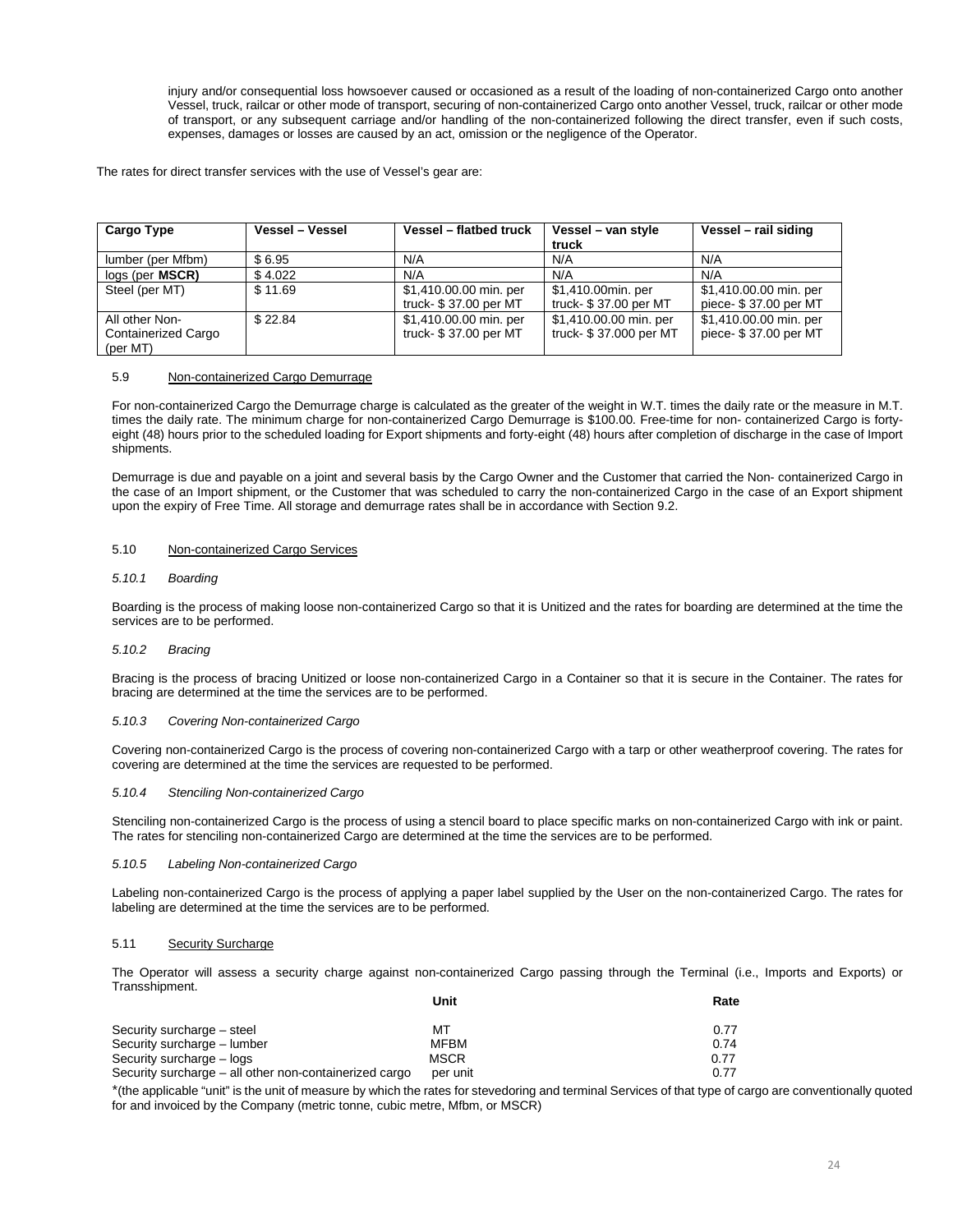injury and/or consequential loss howsoever caused or occasioned as a result of the loading of non-containerized Cargo onto another Vessel, truck, railcar or other mode of transport, securing of non-containerized Cargo onto another Vessel, truck, railcar or other mode of transport, or any subsequent carriage and/or handling of the non-containerized following the direct transfer, even if such costs, expenses, damages or losses are caused by an act, omission or the negligence of the Operator.

The rates for direct transfer services with the use of Vessel's gear are:

| **Cargo Type** | **Vessel – Vessel** | **Vessel – flatbed truck** | **Vessel – van style truck** | **Vessel – rail siding** |
|---|---|---|---|---|
| lumber (per Mfbm) | $ 6.95 | N/A | N/A | N/A |
| logs (per **MSCR)** | $ 4.022 | N/A | N/A | N/A |
| Steel (per MT) | $ 11.69 | $1,410.00.00 min. per truck- $ 37.00 per MT | $1,410.00min. per truck- $ 37.00 per MT | $1,410.00.00 min. per piece- $ 37.00 per MT |
| All other Non-Containerized Cargo (per MT) | $ 22.84 | $1,410.00.00 min. per truck- $ 37.00 per MT | $1,410.00.00 min. per truck- $ 37.000 per MT | $1,410.00.00 min. per piece- $ 37.00 per MT |

### 5.9 Non-containerized Cargo Demurrage

For non-containerized Cargo the Demurrage charge is calculated as the greater of the weight in W.T. times the daily rate or the measure in M.T. times the daily rate. The minimum charge for non-containerized Cargo Demurrage is $100.00. Free-time for non- containerized Cargo is forty-eight (48) hours prior to the scheduled loading for Export shipments and forty-eight (48) hours after completion of discharge in the case of Import shipments.

Demurrage is due and payable on a joint and several basis by the Cargo Owner and the Customer that carried the Non- containerized Cargo in the case of an Import shipment, or the Customer that was scheduled to carry the non-containerized Cargo in the case of an Export shipment upon the expiry of Free Time. All storage and demurrage rates shall be in accordance with Section 9.2.

### 5.10 Non-containerized Cargo Services

#### *5.10.1 Boarding*

Boarding is the process of making loose non-containerized Cargo so that it is Unitized and the rates for boarding are determined at the time the services are to be performed.

#### *5.10.2 Bracing*

Bracing is the process of bracing Unitized or loose non-containerized Cargo in a Container so that it is secure in the Container. The rates for bracing are determined at the time the services are to be performed.

#### *5.10.3 Covering Non-containerized Cargo*

Covering non-containerized Cargo is the process of covering non-containerized Cargo with a tarp or other weatherproof covering. The rates for covering are determined at the time the services are requested to be performed.

#### *5.10.4 Stenciling Non-containerized Cargo*

Stenciling non-containerized Cargo is the process of using a stencil board to place specific marks on non-containerized Cargo with ink or paint. The rates for stenciling non-containerized Cargo are determined at the time the services are to be performed.

#### *5.10.5 Labeling Non-containerized Cargo*

Labeling non-containerized Cargo is the process of applying a paper label supplied by the User on the non-containerized Cargo. The rates for labeling are determined at the time the services are to be performed.

### 5.11 Security Surcharge

The Operator will assess a security charge against non-containerized Cargo passing through the Terminal (i.e., Imports and Exports) or Transshipment.

| | **Unit** | **Rate** |
|---|---|---|
| Security surcharge – steel | MT | 0.77 |
| Security surcharge – lumber | MFBM | 0.74 |
| Security surcharge – logs | MSCR | 0.77 |
| Security surcharge – all other non-containerized cargo | per unit | 0.77 |

*(the applicable "unit" is the unit of measure by which the rates for stevedoring and terminal Services of that type of cargo are conventionally quoted for and invoiced by the Company (metric tonne, cubic metre, Mfbm, or MSCR)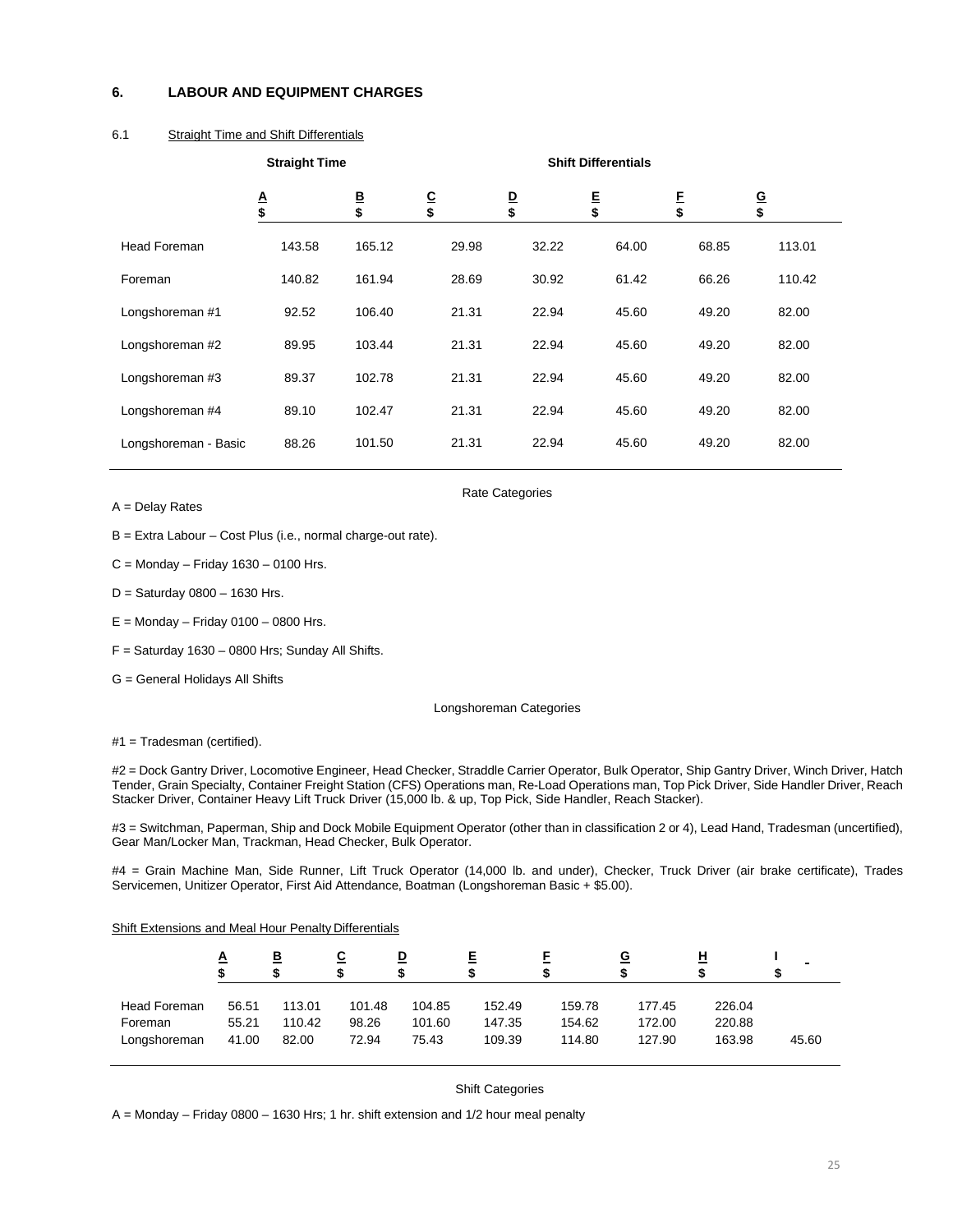## 6. LABOUR AND EQUIPMENT CHARGES

### 6.1 Straight Time and Shift Differentials

| | Straight Time | | Shift Differentials | | | | |
|---|---|---|---|---|---|---|---|
| | A<br>$ | B<br>$ | C<br>$ | D<br>$ | E<br>$ | F<br>$ | G<br>$ |
| Head Foreman | 143.58 | 165.12 | 29.98 | 32.22 | 64.00 | 68.85 | 113.01 |
| Foreman | 140.82 | 161.94 | 28.69 | 30.92 | 61.42 | 66.26 | 110.42 |
| Longshoreman #1 | 92.52 | 106.40 | 21.31 | 22.94 | 45.60 | 49.20 | 82.00 |
| Longshoreman #2 | 89.95 | 103.44 | 21.31 | 22.94 | 45.60 | 49.20 | 82.00 |
| Longshoreman #3 | 89.37 | 102.78 | 21.31 | 22.94 | 45.60 | 49.20 | 82.00 |
| Longshoreman #4 | 89.10 | 102.47 | 21.31 | 22.94 | 45.60 | 49.20 | 82.00 |
| Longshoreman - Basic | 88.26 | 101.50 | 21.31 | 22.94 | 45.60 | 49.20 | 82.00 |

Rate Categories

A = Delay Rates

B = Extra Labour – Cost Plus (i.e., normal charge-out rate).

C = Monday – Friday 1630 – 0100 Hrs.

D = Saturday 0800 – 1630 Hrs.

E = Monday – Friday 0100 – 0800 Hrs.

F = Saturday 1630 – 0800 Hrs; Sunday All Shifts.

G = General Holidays All Shifts

Longshoreman Categories

#1 = Tradesman (certified).

#2 = Dock Gantry Driver, Locomotive Engineer, Head Checker, Straddle Carrier Operator, Bulk Operator, Ship Gantry Driver, Winch Driver, Hatch Tender, Grain Specialty, Container Freight Station (CFS) Operations man, Re-Load Operations man, Top Pick Driver, Side Handler Driver, Reach Stacker Driver, Container Heavy Lift Truck Driver (15,000 lb. & up, Top Pick, Side Handler, Reach Stacker).

#3 = Switchman, Paperman, Ship and Dock Mobile Equipment Operator (other than in classification 2 or 4), Lead Hand, Tradesman (uncertified), Gear Man/Locker Man, Trackman, Head Checker, Bulk Operator.

#4 = Grain Machine Man, Side Runner, Lift Truck Operator (14,000 lb. and under), Checker, Truck Driver (air brake certificate), Trades Servicemen, Unitizer Operator, First Aid Attendance, Boatman (Longshoreman Basic + $5.00).

Shift Extensions and Meal Hour Penalty Differentials

| | A<br>$ | B<br>$ | C<br>$ | D<br>$ | E<br>$ | F<br>$ | G<br>$ | H<br>$ | I<br>$ |
|---|---|---|---|---|---|---|---|---|---|
| Head Foreman | 56.51 | 113.01 | 101.48 | 104.85 | 152.49 | 159.78 | 177.45 | 226.04 | |
| Foreman | 55.21 | 110.42 | 98.26 | 101.60 | 147.35 | 154.62 | 172.00 | 220.88 | |
| Longshoreman | 41.00 | 82.00 | 72.94 | 75.43 | 109.39 | 114.80 | 127.90 | 163.98 | 45.60 |

Shift Categories

A = Monday – Friday 0800 – 1630 Hrs; 1 hr. shift extension and 1/2 hour meal penalty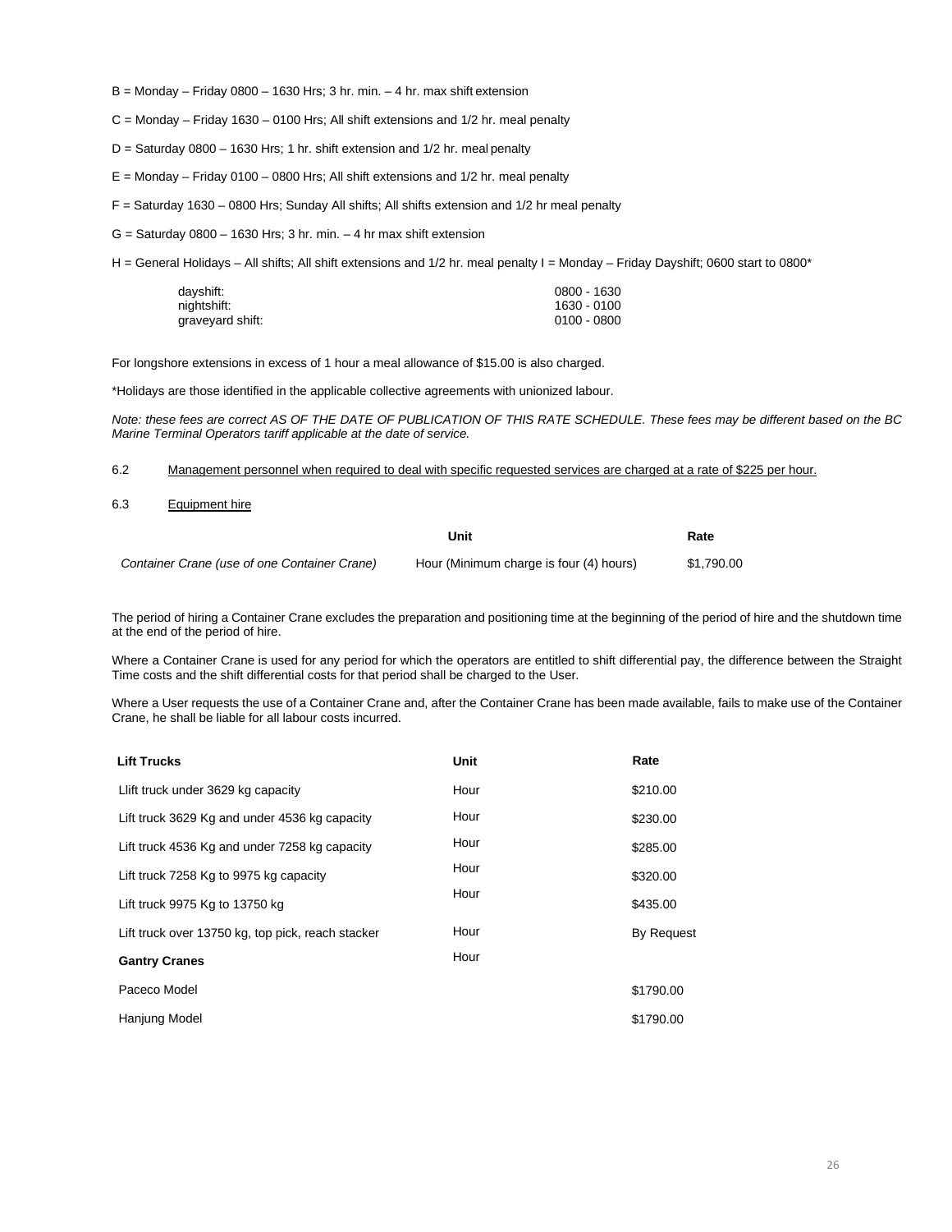B = Monday – Friday 0800 – 1630 Hrs; 3 hr. min. – 4 hr. max shift extension

C = Monday – Friday 1630 – 0100 Hrs; All shift extensions and 1/2 hr. meal penalty

D = Saturday 0800 – 1630 Hrs; 1 hr. shift extension and 1/2 hr. meal penalty

E = Monday – Friday 0100 – 0800 Hrs; All shift extensions and 1/2 hr. meal penalty

F = Saturday 1630 – 0800 Hrs; Sunday All shifts; All shifts extension and 1/2 hr meal penalty

G = Saturday 0800 – 1630 Hrs; 3 hr. min. – 4 hr max shift extension

H = General Holidays – All shifts; All shift extensions and 1/2 hr. meal penalty I = Monday – Friday Dayshift; 0600 start to 0800*

| | |
|---|---|
| dayshift: | 0800 - 1630 |
| nightshift: | 1630 - 0100 |
| graveyard shift: | 0100 - 0800 |

For longshore extensions in excess of 1 hour a meal allowance of $15.00 is also charged.

*Holidays are those identified in the applicable collective agreements with unionized labour.

*Note: these fees are correct AS OF THE DATE OF PUBLICATION OF THIS RATE SCHEDULE. These fees may be different based on the BC Marine Terminal Operators tariff applicable at the date of service.*

6.2 Management personnel when required to deal with specific requested services are charged at a rate of $225 per hour.

6.3 Equipment hire

| | Unit | Rate |
|---|---|---|
| *Container Crane (use of one Container Crane)* | Hour (Minimum charge is four (4) hours) | $1,790.00 |

The period of hiring a Container Crane excludes the preparation and positioning time at the beginning of the period of hire and the shutdown time at the end of the period of hire.

Where a Container Crane is used for any period for which the operators are entitled to shift differential pay, the difference between the Straight Time costs and the shift differential costs for that period shall be charged to the User.

Where a User requests the use of a Container Crane and, after the Container Crane has been made available, fails to make use of the Container Crane, he shall be liable for all labour costs incurred.

| **Lift Trucks** | **Unit** | **Rate** |
|---|---|---|
| Llift truck under 3629 kg capacity | Hour | $210.00 |
| Lift truck 3629 Kg and under 4536 kg capacity | Hour | $230.00 |
| Lift truck 4536 Kg and under 7258 kg capacity | Hour | $285.00 |
| Lift truck 7258 Kg to 9975 kg capacity | Hour | $320.00 |
| Lift truck 9975 Kg to 13750 kg | Hour | $435.00 |
| Lift truck over 13750 kg, top pick, reach stacker | Hour | By Request |
| **Gantry Cranes** | Hour | |
| Paceco Model | | $1790.00 |
| Hanjung Model | | $1790.00 |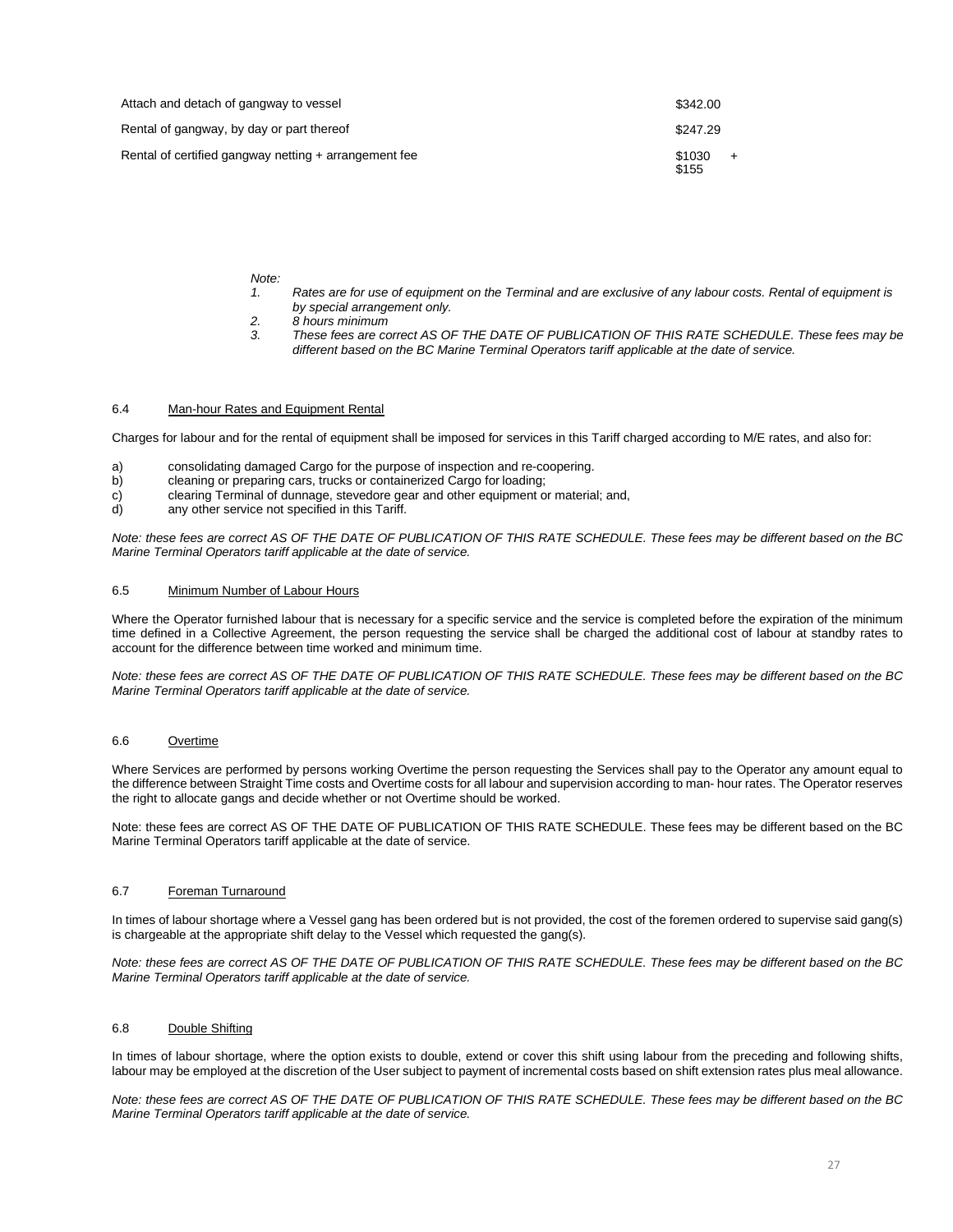| | |
|---|---|
| Attach and detach of gangway to vessel | $342.00 |
| Rental of gangway, by day or part thereof | $247.29 |
| Rental of certified gangway netting + arrangement fee | $1030 + $155 |

*Note:*

1. *Rates are for use of equipment on the Terminal and are exclusive of any labour costs. Rental of equipment is by special arrangement only.*
2. *8 hours minimum*
3. *These fees are correct AS OF THE DATE OF PUBLICATION OF THIS RATE SCHEDULE. These fees may be different based on the BC Marine Terminal Operators tariff applicable at the date of service.*

### 6.4 Man-hour Rates and Equipment Rental

Charges for labour and for the rental of equipment shall be imposed for services in this Tariff charged according to M/E rates, and also for:

a) consolidating damaged Cargo for the purpose of inspection and re-coopering.
b) cleaning or preparing cars, trucks or containerized Cargo for loading;
c) clearing Terminal of dunnage, stevedore gear and other equipment or material; and,
d) any other service not specified in this Tariff.

*Note: these fees are correct AS OF THE DATE OF PUBLICATION OF THIS RATE SCHEDULE. These fees may be different based on the BC Marine Terminal Operators tariff applicable at the date of service.*

### 6.5 Minimum Number of Labour Hours

Where the Operator furnished labour that is necessary for a specific service and the service is completed before the expiration of the minimum time defined in a Collective Agreement, the person requesting the service shall be charged the additional cost of labour at standby rates to account for the difference between time worked and minimum time.

*Note: these fees are correct AS OF THE DATE OF PUBLICATION OF THIS RATE SCHEDULE. These fees may be different based on the BC Marine Terminal Operators tariff applicable at the date of service.*

### 6.6 Overtime

Where Services are performed by persons working Overtime the person requesting the Services shall pay to the Operator any amount equal to the difference between Straight Time costs and Overtime costs for all labour and supervision according to man- hour rates. The Operator reserves the right to allocate gangs and decide whether or not Overtime should be worked.

Note: these fees are correct AS OF THE DATE OF PUBLICATION OF THIS RATE SCHEDULE. These fees may be different based on the BC Marine Terminal Operators tariff applicable at the date of service.

### 6.7 Foreman Turnaround

In times of labour shortage where a Vessel gang has been ordered but is not provided, the cost of the foremen ordered to supervise said gang(s) is chargeable at the appropriate shift delay to the Vessel which requested the gang(s).

*Note: these fees are correct AS OF THE DATE OF PUBLICATION OF THIS RATE SCHEDULE. These fees may be different based on the BC Marine Terminal Operators tariff applicable at the date of service.*

### 6.8 Double Shifting

In times of labour shortage, where the option exists to double, extend or cover this shift using labour from the preceding and following shifts, labour may be employed at the discretion of the User subject to payment of incremental costs based on shift extension rates plus meal allowance.

*Note: these fees are correct AS OF THE DATE OF PUBLICATION OF THIS RATE SCHEDULE. These fees may be different based on the BC Marine Terminal Operators tariff applicable at the date of service.*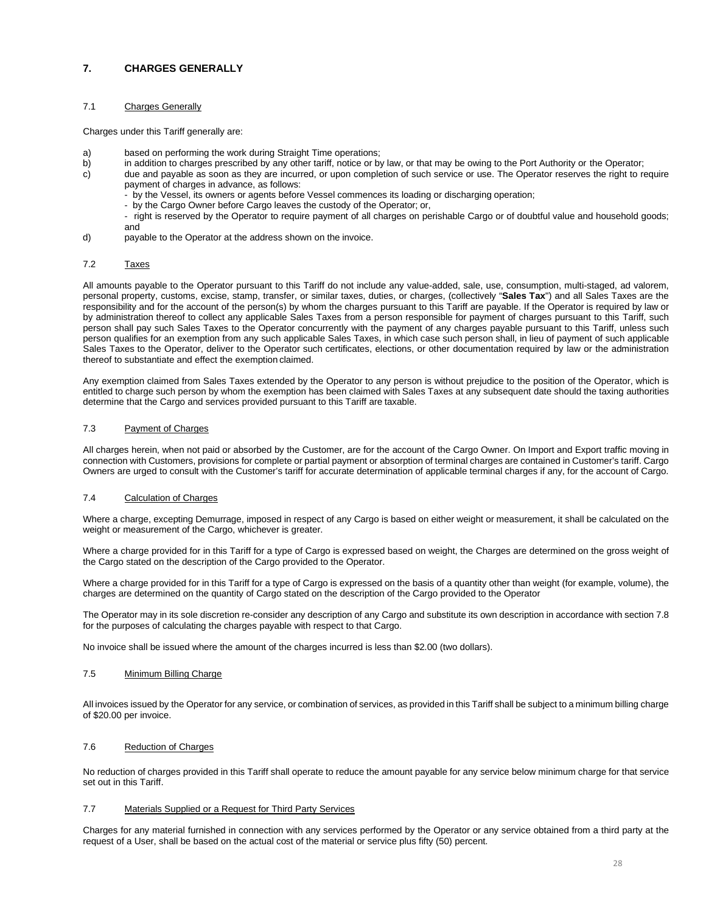## 7. CHARGES GENERALLY

### 7.1 Charges Generally

Charges under this Tariff generally are:

a) based on performing the work during Straight Time operations;

b) in addition to charges prescribed by any other tariff, notice or by law, or that may be owing to the Port Authority or the Operator;

c) due and payable as soon as they are incurred, or upon completion of such service or use. The Operator reserves the right to require payment of charges in advance, as follows:
   - by the Vessel, its owners or agents before Vessel commences its loading or discharging operation;
   - by the Cargo Owner before Cargo leaves the custody of the Operator; or,
   - right is reserved by the Operator to require payment of all charges on perishable Cargo or of doubtful value and household goods; and

d) payable to the Operator at the address shown on the invoice.

### 7.2 Taxes

All amounts payable to the Operator pursuant to this Tariff do not include any value-added, sale, use, consumption, multi-staged, ad valorem, personal property, customs, excise, stamp, transfer, or similar taxes, duties, or charges, (collectively "**Sales Tax**") and all Sales Taxes are the responsibility and for the account of the person(s) by whom the charges pursuant to this Tariff are payable. If the Operator is required by law or by administration thereof to collect any applicable Sales Taxes from a person responsible for payment of charges pursuant to this Tariff, such person shall pay such Sales Taxes to the Operator concurrently with the payment of any charges payable pursuant to this Tariff, unless such person qualifies for an exemption from any such applicable Sales Taxes, in which case such person shall, in lieu of payment of such applicable Sales Taxes to the Operator, deliver to the Operator such certificates, elections, or other documentation required by law or the administration thereof to substantiate and effect the exemption claimed.

Any exemption claimed from Sales Taxes extended by the Operator to any person is without prejudice to the position of the Operator, which is entitled to charge such person by whom the exemption has been claimed with Sales Taxes at any subsequent date should the taxing authorities determine that the Cargo and services provided pursuant to this Tariff are taxable.

### 7.3 Payment of Charges

All charges herein, when not paid or absorbed by the Customer, are for the account of the Cargo Owner. On Import and Export traffic moving in connection with Customers, provisions for complete or partial payment or absorption of terminal charges are contained in Customer's tariff. Cargo Owners are urged to consult with the Customer's tariff for accurate determination of applicable terminal charges if any, for the account of Cargo.

### 7.4 Calculation of Charges

Where a charge, excepting Demurrage, imposed in respect of any Cargo is based on either weight or measurement, it shall be calculated on the weight or measurement of the Cargo, whichever is greater.

Where a charge provided for in this Tariff for a type of Cargo is expressed based on weight, the Charges are determined on the gross weight of the Cargo stated on the description of the Cargo provided to the Operator.

Where a charge provided for in this Tariff for a type of Cargo is expressed on the basis of a quantity other than weight (for example, volume), the charges are determined on the quantity of Cargo stated on the description of the Cargo provided to the Operator

The Operator may in its sole discretion re-consider any description of any Cargo and substitute its own description in accordance with section 7.8 for the purposes of calculating the charges payable with respect to that Cargo.

No invoice shall be issued where the amount of the charges incurred is less than $2.00 (two dollars).

### 7.5 Minimum Billing Charge

All invoices issued by the Operator for any service, or combination of services, as provided in this Tariff shall be subject to a minimum billing charge of $20.00 per invoice.

### 7.6 Reduction of Charges

No reduction of charges provided in this Tariff shall operate to reduce the amount payable for any service below minimum charge for that service set out in this Tariff.

### 7.7 Materials Supplied or a Request for Third Party Services

Charges for any material furnished in connection with any services performed by the Operator or any service obtained from a third party at the request of a User, shall be based on the actual cost of the material or service plus fifty (50) percent.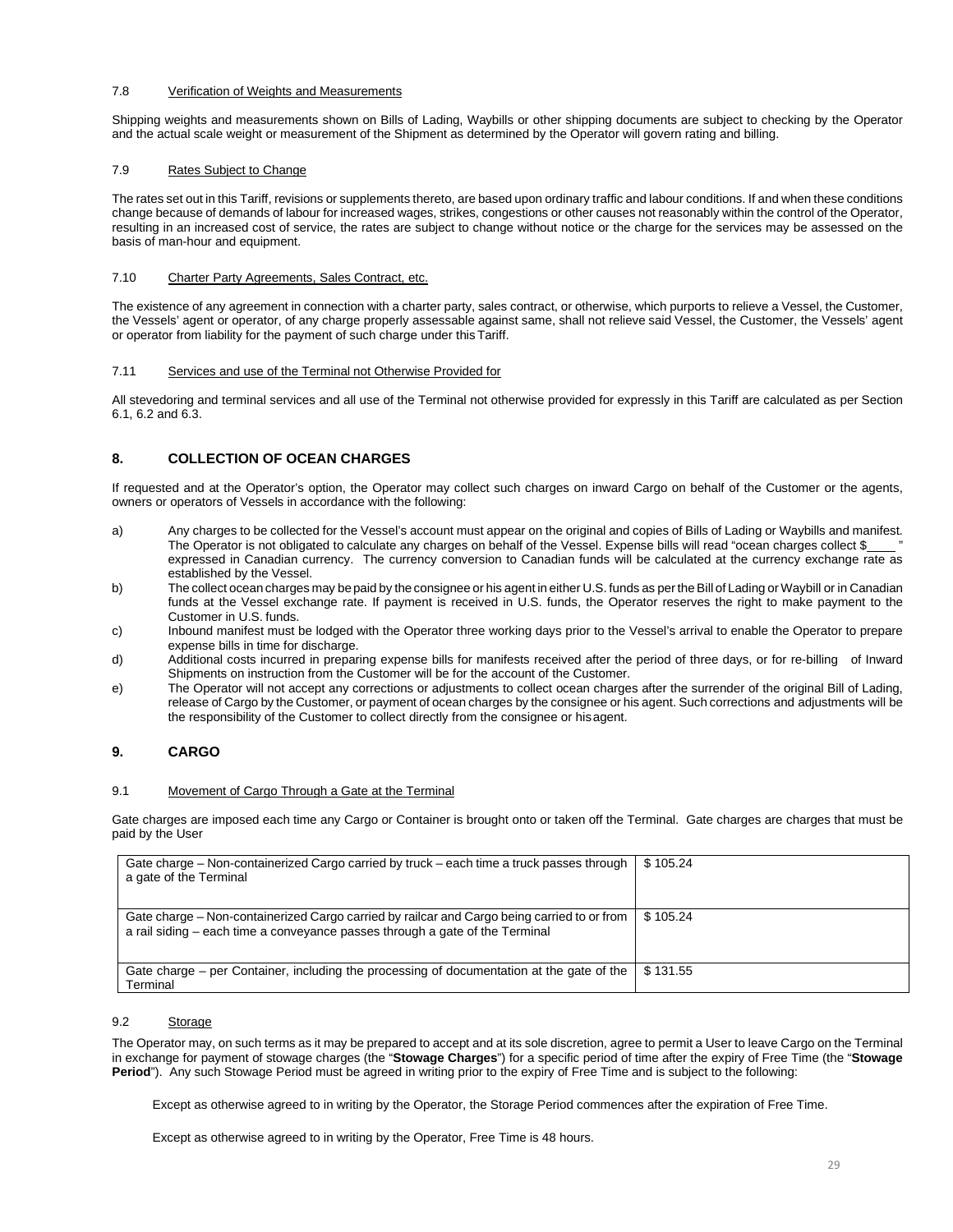7.8 Verification of Weights and Measurements

Shipping weights and measurements shown on Bills of Lading, Waybills or other shipping documents are subject to checking by the Operator and the actual scale weight or measurement of the Shipment as determined by the Operator will govern rating and billing.

7.9 Rates Subject to Change

The rates set out in this Tariff, revisions or supplements thereto, are based upon ordinary traffic and labour conditions. If and when these conditions change because of demands of labour for increased wages, strikes, congestions or other causes not reasonably within the control of the Operator, resulting in an increased cost of service, the rates are subject to change without notice or the charge for the services may be assessed on the basis of man-hour and equipment.

7.10 Charter Party Agreements, Sales Contract, etc.

The existence of any agreement in connection with a charter party, sales contract, or otherwise, which purports to relieve a Vessel, the Customer, the Vessels' agent or operator, of any charge properly assessable against same, shall not relieve said Vessel, the Customer, the Vessels' agent or operator from liability for the payment of such charge under this Tariff.

7.11 Services and use of the Terminal not Otherwise Provided for

All stevedoring and terminal services and all use of the Terminal not otherwise provided for expressly in this Tariff are calculated as per Section 6.1, 6.2 and 6.3.

## 8. COLLECTION OF OCEAN CHARGES

If requested and at the Operator's option, the Operator may collect such charges on inward Cargo on behalf of the Customer or the agents, owners or operators of Vessels in accordance with the following:

a) Any charges to be collected for the Vessel's account must appear on the original and copies of Bills of Lading or Waybills and manifest. The Operator is not obligated to calculate any charges on behalf of the Vessel. Expense bills will read "ocean charges collect $____ " expressed in Canadian currency. The currency conversion to Canadian funds will be calculated at the currency exchange rate as established by the Vessel.
b) The collect ocean charges may be paid by the consignee or his agent in either U.S. funds as per the Bill of Lading or Waybill or in Canadian funds at the Vessel exchange rate. If payment is received in U.S. funds, the Operator reserves the right to make payment to the Customer in U.S. funds.
c) Inbound manifest must be lodged with the Operator three working days prior to the Vessel's arrival to enable the Operator to prepare expense bills in time for discharge.
d) Additional costs incurred in preparing expense bills for manifests received after the period of three days, or for re-billing of Inward Shipments on instruction from the Customer will be for the account of the Customer.
e) The Operator will not accept any corrections or adjustments to collect ocean charges after the surrender of the original Bill of Lading, release of Cargo by the Customer, or payment of ocean charges by the consignee or his agent. Such corrections and adjustments will be the responsibility of the Customer to collect directly from the consignee or his agent.

## 9. CARGO

9.1 Movement of Cargo Through a Gate at the Terminal

Gate charges are imposed each time any Cargo or Container is brought onto or taken off the Terminal. Gate charges are charges that must be paid by the User

| | |
|---|---|
| Gate charge – Non-containerized Cargo carried by truck – each time a truck passes through a gate of the Terminal | $ 105.24 |
| Gate charge – Non-containerized Cargo carried by railcar and Cargo being carried to or from a rail siding – each time a conveyance passes through a gate of the Terminal | $ 105.24 |
| Gate charge – per Container, including the processing of documentation at the gate of the Terminal | $ 131.55 |

9.2 Storage

The Operator may, on such terms as it may be prepared to accept and at its sole discretion, agree to permit a User to leave Cargo on the Terminal in exchange for payment of stowage charges (the "**Stowage Charges**") for a specific period of time after the expiry of Free Time (the "**Stowage Period**"). Any such Stowage Period must be agreed in writing prior to the expiry of Free Time and is subject to the following:

Except as otherwise agreed to in writing by the Operator, the Storage Period commences after the expiration of Free Time.

Except as otherwise agreed to in writing by the Operator, Free Time is 48 hours.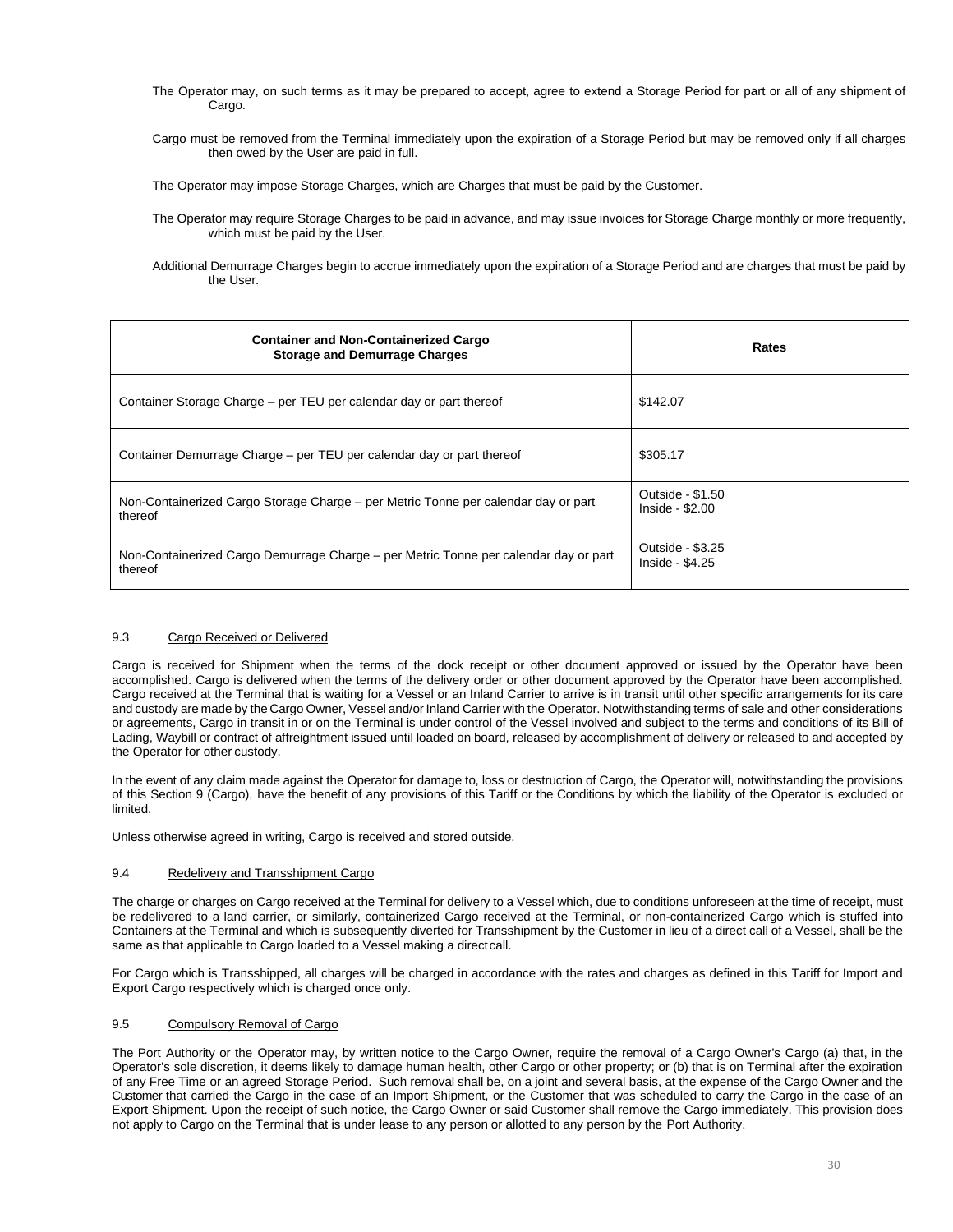The Operator may, on such terms as it may be prepared to accept, agree to extend a Storage Period for part or all of any shipment of Cargo.

Cargo must be removed from the Terminal immediately upon the expiration of a Storage Period but may be removed only if all charges then owed by the User are paid in full.

The Operator may impose Storage Charges, which are Charges that must be paid by the Customer.

The Operator may require Storage Charges to be paid in advance, and may issue invoices for Storage Charge monthly or more frequently, which must be paid by the User.

Additional Demurrage Charges begin to accrue immediately upon the expiration of a Storage Period and are charges that must be paid by the User.

| **Container and Non-Containerized Cargo Storage and Demurrage Charges** | **Rates** |
|---|---|
| Container Storage Charge – per TEU per calendar day or part thereof | \$142.07 |
| Container Demurrage Charge – per TEU per calendar day or part thereof | \$305.17 |
| Non-Containerized Cargo Storage Charge – per Metric Tonne per calendar day or part thereof | Outside - \$1.50<br>Inside - \$2.00 |
| Non-Containerized Cargo Demurrage Charge – per Metric Tonne per calendar day or part thereof | Outside - \$3.25<br>Inside - \$4.25 |

### 9.3 Cargo Received or Delivered

Cargo is received for Shipment when the terms of the dock receipt or other document approved or issued by the Operator have been accomplished. Cargo is delivered when the terms of the delivery order or other document approved by the Operator have been accomplished. Cargo received at the Terminal that is waiting for a Vessel or an Inland Carrier to arrive is in transit until other specific arrangements for its care and custody are made by the Cargo Owner, Vessel and/or Inland Carrier with the Operator. Notwithstanding terms of sale and other considerations or agreements, Cargo in transit in or on the Terminal is under control of the Vessel involved and subject to the terms and conditions of its Bill of Lading, Waybill or contract of affreightment issued until loaded on board, released by accomplishment of delivery or released to and accepted by the Operator for other custody.

In the event of any claim made against the Operator for damage to, loss or destruction of Cargo, the Operator will, notwithstanding the provisions of this Section 9 (Cargo), have the benefit of any provisions of this Tariff or the Conditions by which the liability of the Operator is excluded or limited.

Unless otherwise agreed in writing, Cargo is received and stored outside.

### 9.4 Redelivery and Transshipment Cargo

The charge or charges on Cargo received at the Terminal for delivery to a Vessel which, due to conditions unforeseen at the time of receipt, must be redelivered to a land carrier, or similarly, containerized Cargo received at the Terminal, or non-containerized Cargo which is stuffed into Containers at the Terminal and which is subsequently diverted for Transshipment by the Customer in lieu of a direct call of a Vessel, shall be the same as that applicable to Cargo loaded to a Vessel making a direct call.

For Cargo which is Transshipped, all charges will be charged in accordance with the rates and charges as defined in this Tariff for Import and Export Cargo respectively which is charged once only.

### 9.5 Compulsory Removal of Cargo

The Port Authority or the Operator may, by written notice to the Cargo Owner, require the removal of a Cargo Owner's Cargo (a) that, in the Operator's sole discretion, it deems likely to damage human health, other Cargo or other property; or (b) that is on Terminal after the expiration of any Free Time or an agreed Storage Period. Such removal shall be, on a joint and several basis, at the expense of the Cargo Owner and the Customer that carried the Cargo in the case of an Import Shipment, or the Customer that was scheduled to carry the Cargo in the case of an Export Shipment. Upon the receipt of such notice, the Cargo Owner or said Customer shall remove the Cargo immediately. This provision does not apply to Cargo on the Terminal that is under lease to any person or allotted to any person by the Port Authority.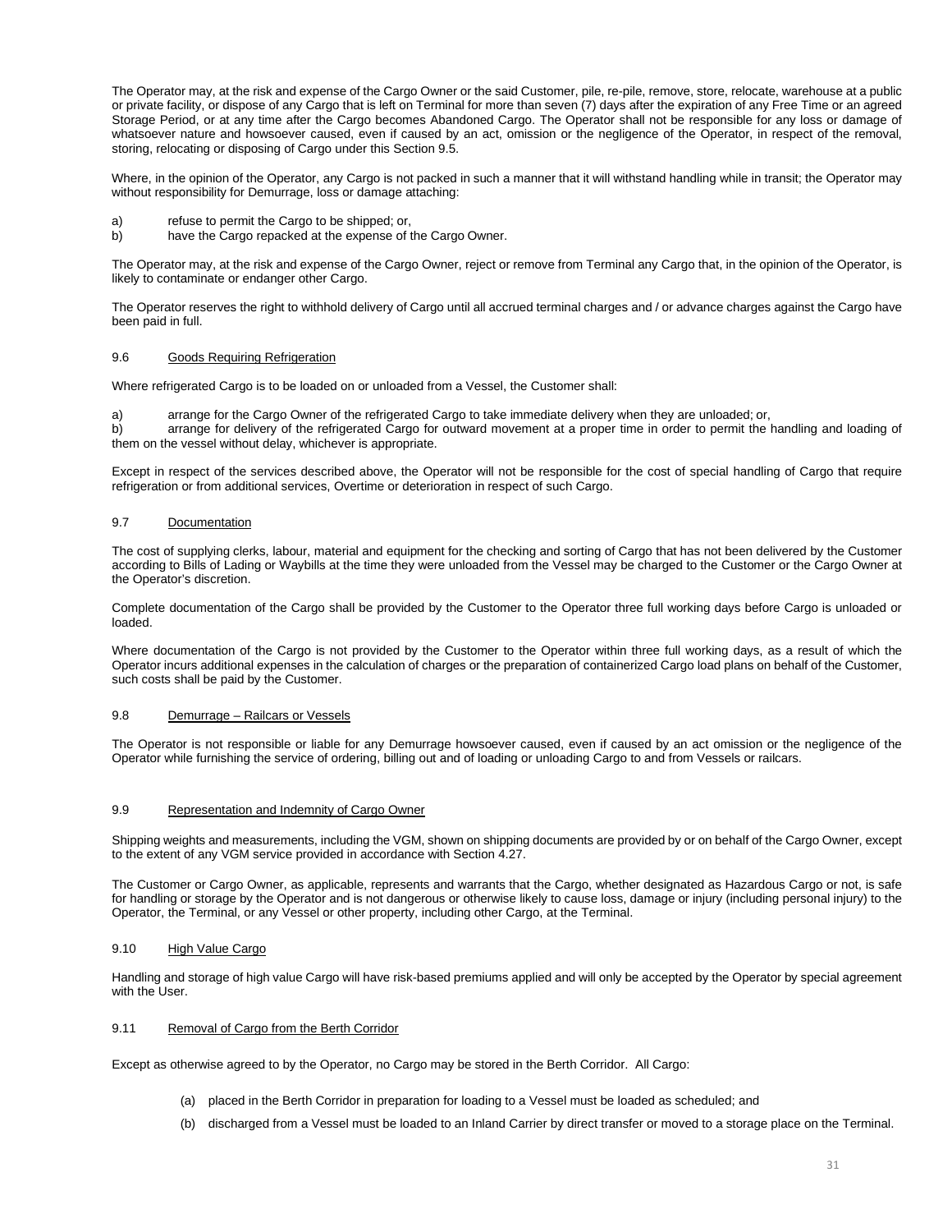The Operator may, at the risk and expense of the Cargo Owner or the said Customer, pile, re-pile, remove, store, relocate, warehouse at a public or private facility, or dispose of any Cargo that is left on Terminal for more than seven (7) days after the expiration of any Free Time or an agreed Storage Period, or at any time after the Cargo becomes Abandoned Cargo. The Operator shall not be responsible for any loss or damage of whatsoever nature and howsoever caused, even if caused by an act, omission or the negligence of the Operator, in respect of the removal, storing, relocating or disposing of Cargo under this Section 9.5.

Where, in the opinion of the Operator, any Cargo is not packed in such a manner that it will withstand handling while in transit; the Operator may without responsibility for Demurrage, loss or damage attaching:

a) refuse to permit the Cargo to be shipped; or,
b) have the Cargo repacked at the expense of the Cargo Owner.

The Operator may, at the risk and expense of the Cargo Owner, reject or remove from Terminal any Cargo that, in the opinion of the Operator, is likely to contaminate or endanger other Cargo.

The Operator reserves the right to withhold delivery of Cargo until all accrued terminal charges and / or advance charges against the Cargo have been paid in full.

## 9.6 Goods Requiring Refrigeration

Where refrigerated Cargo is to be loaded on or unloaded from a Vessel, the Customer shall:

a) arrange for the Cargo Owner of the refrigerated Cargo to take immediate delivery when they are unloaded; or,
b) arrange for delivery of the refrigerated Cargo for outward movement at a proper time in order to permit the handling and loading of them on the vessel without delay, whichever is appropriate.

Except in respect of the services described above, the Operator will not be responsible for the cost of special handling of Cargo that require refrigeration or from additional services, Overtime or deterioration in respect of such Cargo.

## 9.7 Documentation

The cost of supplying clerks, labour, material and equipment for the checking and sorting of Cargo that has not been delivered by the Customer according to Bills of Lading or Waybills at the time they were unloaded from the Vessel may be charged to the Customer or the Cargo Owner at the Operator's discretion.

Complete documentation of the Cargo shall be provided by the Customer to the Operator three full working days before Cargo is unloaded or loaded.

Where documentation of the Cargo is not provided by the Customer to the Operator within three full working days, as a result of which the Operator incurs additional expenses in the calculation of charges or the preparation of containerized Cargo load plans on behalf of the Customer, such costs shall be paid by the Customer.

## 9.8 Demurrage – Railcars or Vessels

The Operator is not responsible or liable for any Demurrage howsoever caused, even if caused by an act omission or the negligence of the Operator while furnishing the service of ordering, billing out and of loading or unloading Cargo to and from Vessels or railcars.

## 9.9 Representation and Indemnity of Cargo Owner

Shipping weights and measurements, including the VGM, shown on shipping documents are provided by or on behalf of the Cargo Owner, except to the extent of any VGM service provided in accordance with Section 4.27.

The Customer or Cargo Owner, as applicable, represents and warrants that the Cargo, whether designated as Hazardous Cargo or not, is safe for handling or storage by the Operator and is not dangerous or otherwise likely to cause loss, damage or injury (including personal injury) to the Operator, the Terminal, or any Vessel or other property, including other Cargo, at the Terminal.

## 9.10 High Value Cargo

Handling and storage of high value Cargo will have risk-based premiums applied and will only be accepted by the Operator by special agreement with the User.

## 9.11 Removal of Cargo from the Berth Corridor

Except as otherwise agreed to by the Operator, no Cargo may be stored in the Berth Corridor. All Cargo:

(a) placed in the Berth Corridor in preparation for loading to a Vessel must be loaded as scheduled; and

(b) discharged from a Vessel must be loaded to an Inland Carrier by direct transfer or moved to a storage place on the Terminal.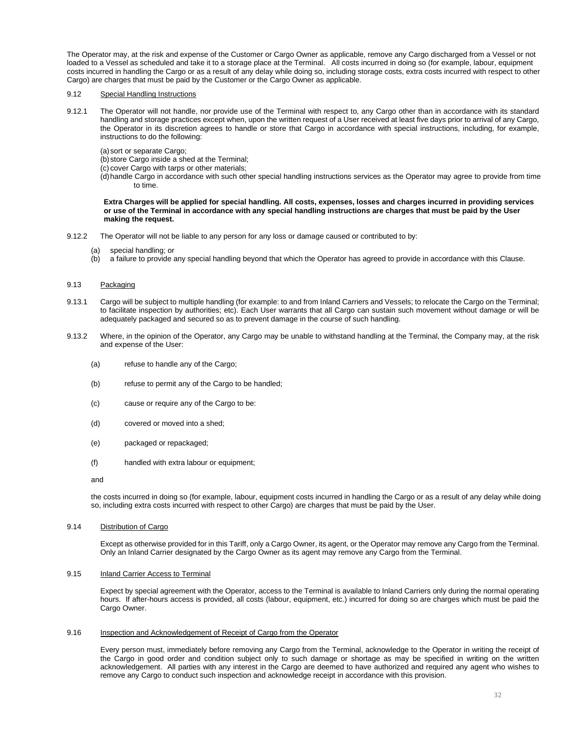The Operator may, at the risk and expense of the Customer or Cargo Owner as applicable, remove any Cargo discharged from a Vessel or not loaded to a Vessel as scheduled and take it to a storage place at the Terminal. All costs incurred in doing so (for example, labour, equipment costs incurred in handling the Cargo or as a result of any delay while doing so, including storage costs, extra costs incurred with respect to other Cargo) are charges that must be paid by the Customer or the Cargo Owner as applicable.

9.12 Special Handling Instructions

9.12.1 The Operator will not handle, nor provide use of the Terminal with respect to, any Cargo other than in accordance with its standard handling and storage practices except when, upon the written request of a User received at least five days prior to arrival of any Cargo, the Operator in its discretion agrees to handle or store that Cargo in accordance with special instructions, including, for example, instructions to do the following:

(a) sort or separate Cargo;
(b) store Cargo inside a shed at the Terminal;
(c) cover Cargo with tarps or other materials;
(d) handle Cargo in accordance with such other special handling instructions services as the Operator may agree to provide from time to time.

**Extra Charges will be applied for special handling. All costs, expenses, losses and charges incurred in providing services or use of the Terminal in accordance with any special handling instructions are charges that must be paid by the User making the request.**

9.12.2 The Operator will not be liable to any person for any loss or damage caused or contributed to by:

(a) special handling; or
(b) a failure to provide any special handling beyond that which the Operator has agreed to provide in accordance with this Clause.

9.13 Packaging

9.13.1 Cargo will be subject to multiple handling (for example: to and from Inland Carriers and Vessels; to relocate the Cargo on the Terminal; to facilitate inspection by authorities; etc). Each User warrants that all Cargo can sustain such movement without damage or will be adequately packaged and secured so as to prevent damage in the course of such handling.

9.13.2 Where, in the opinion of the Operator, any Cargo may be unable to withstand handling at the Terminal, the Company may, at the risk and expense of the User:

(a) refuse to handle any of the Cargo;

(b) refuse to permit any of the Cargo to be handled;

(c) cause or require any of the Cargo to be:

(d) covered or moved into a shed;

(e) packaged or repackaged;

(f) handled with extra labour or equipment;

and

the costs incurred in doing so (for example, labour, equipment costs incurred in handling the Cargo or as a result of any delay while doing so, including extra costs incurred with respect to other Cargo) are charges that must be paid by the User.

9.14 Distribution of Cargo

Except as otherwise provided for in this Tariff, only a Cargo Owner, its agent, or the Operator may remove any Cargo from the Terminal. Only an Inland Carrier designated by the Cargo Owner as its agent may remove any Cargo from the Terminal.

9.15 Inland Carrier Access to Terminal

Expect by special agreement with the Operator, access to the Terminal is available to Inland Carriers only during the normal operating hours. If after-hours access is provided, all costs (labour, equipment, etc.) incurred for doing so are charges which must be paid the Cargo Owner.

9.16 Inspection and Acknowledgement of Receipt of Cargo from the Operator

Every person must, immediately before removing any Cargo from the Terminal, acknowledge to the Operator in writing the receipt of the Cargo in good order and condition subject only to such damage or shortage as may be specified in writing on the written acknowledgement. All parties with any interest in the Cargo are deemed to have authorized and required any agent who wishes to remove any Cargo to conduct such inspection and acknowledge receipt in accordance with this provision.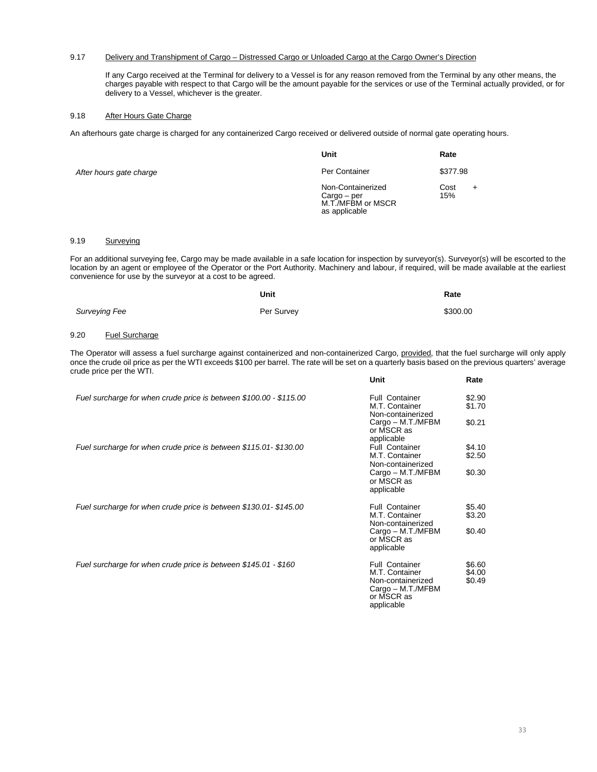9.17 <u>Delivery and Transhipment of Cargo – Distressed Cargo or Unloaded Cargo at the Cargo Owner's Direction</u>

If any Cargo received at the Terminal for delivery to a Vessel is for any reason removed from the Terminal by any other means, the charges payable with respect to that Cargo will be the amount payable for the services or use of the Terminal actually provided, or for delivery to a Vessel, whichever is the greater.

9.18 <u>After Hours Gate Charge</u>

An afterhours gate charge is charged for any containerized Cargo received or delivered outside of normal gate operating hours.

| | Unit | Rate |
|---|---|---|
| *After hours gate charge* | Per Container | $377.98 |
| | Non-Containerized Cargo – per M.T./MFBM or MSCR as applicable | Cost + 15% |

9.19 <u>Surveying</u>

For an additional surveying fee, Cargo may be made available in a safe location for inspection by surveyor(s). Surveyor(s) will be escorted to the location by an agent or employee of the Operator or the Port Authority. Machinery and labour, if required, will be made available at the earliest convenience for use by the surveyor at a cost to be agreed.

| | Unit | Rate |
|---|---|---|
| *Surveying Fee* | Per Survey | $300.00 |

9.20 <u>Fuel Surcharge</u>

The Operator will assess a fuel surcharge against containerized and non-containerized Cargo, <u>provided</u>, that the fuel surcharge will only apply once the crude oil price as per the WTI exceeds $100 per barrel. The rate will be set on a quarterly basis based on the previous quarters' average crude price per the WTI.

| | Unit | Rate |
|---|---|---|
| *Fuel surcharge for when crude price is between $100.00 - $115.00* | Full Container | $2.90 |
| | M.T. Container | $1.70 |
| | Non-containerized Cargo – M.T./MFBM or MSCR as applicable | $0.21 |
| *Fuel surcharge for when crude price is between $115.01- $130.00* | Full Container | $4.10 |
| | M.T. Container | $2.50 |
| | Non-containerized Cargo – M.T./MFBM or MSCR as applicable | $0.30 |
| *Fuel surcharge for when crude price is between $130.01- $145.00* | Full Container | $5.40 |
| | M.T. Container | $3.20 |
| | Non-containerized Cargo – M.T./MFBM or MSCR as applicable | $0.40 |
| *Fuel surcharge for when crude price is between $145.01 - $160* | Full Container | $6.60 |
| | M.T. Container | $4.00 |
| | Non-containerized Cargo – M.T./MFBM or MSCR as applicable | $0.49 |